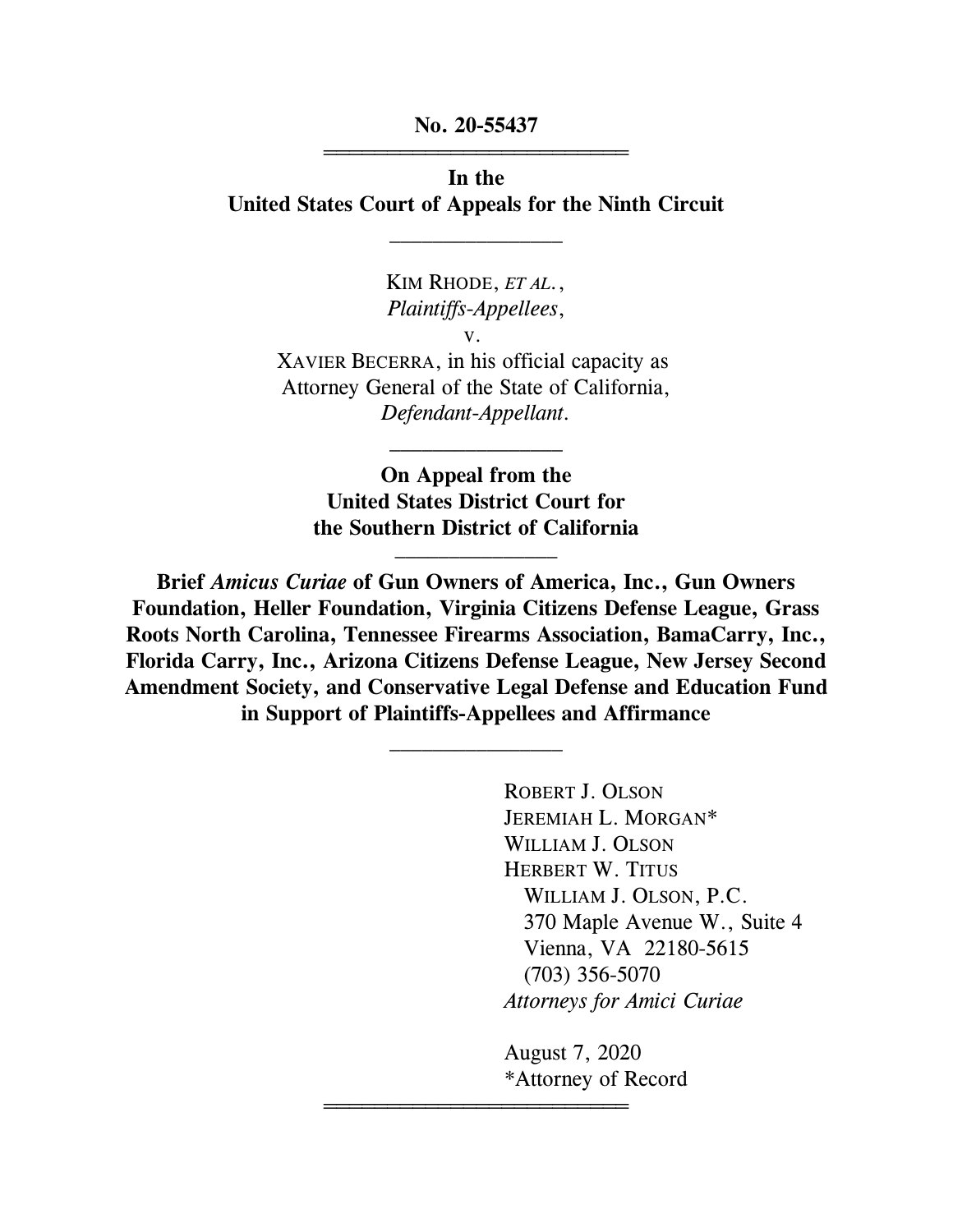**No. 20-55437**

---

**In the**
**United States Court of Appeals for the Ninth Circuit**

---

KIM RHODE, *ET AL.*,
*Plaintiffs-Appellees*,
v.
XAVIER BECERRA, in his official capacity as
Attorney General of the State of California,
*Defendant-Appellant*.

---

**On Appeal from the**
**United States District Court for**
**the Southern District of California**

---

**Brief *Amicus Curiae* of Gun Owners of America, Inc., Gun Owners Foundation, Heller Foundation, Virginia Citizens Defense League, Grass Roots North Carolina, Tennessee Firearms Association, BamaCarry, Inc., Florida Carry, Inc., Arizona Citizens Defense League, New Jersey Second Amendment Society, and Conservative Legal Defense and Education Fund in Support of Plaintiffs-Appellees and Affirmance**

---

ROBERT J. OLSON
JEREMIAH L. MORGAN*
WILLIAM J. OLSON
HERBERT W. TITUS
WILLIAM J. OLSON, P.C.
370 Maple Avenue W., Suite 4
Vienna, VA 22180-5615
(703) 356-5070
*Attorneys for Amici Curiae*

August 7, 2020
*Attorney of Record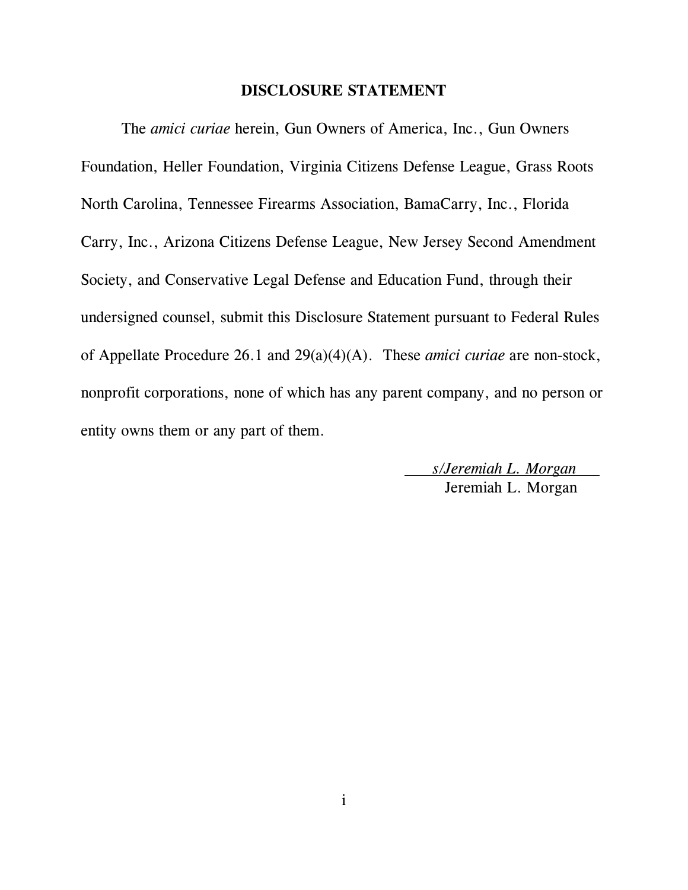## DISCLOSURE STATEMENT

The *amici curiae* herein, Gun Owners of America, Inc., Gun Owners Foundation, Heller Foundation, Virginia Citizens Defense League, Grass Roots North Carolina, Tennessee Firearms Association, BamaCarry, Inc., Florida Carry, Inc., Arizona Citizens Defense League, New Jersey Second Amendment Society, and Conservative Legal Defense and Education Fund, through their undersigned counsel, submit this Disclosure Statement pursuant to Federal Rules of Appellate Procedure 26.1 and 29(a)(4)(A). These *amici curiae* are non-stock, nonprofit corporations, none of which has any parent company, and no person or entity owns them or any part of them.

*s/Jeremiah L. Morgan*
Jeremiah L. Morgan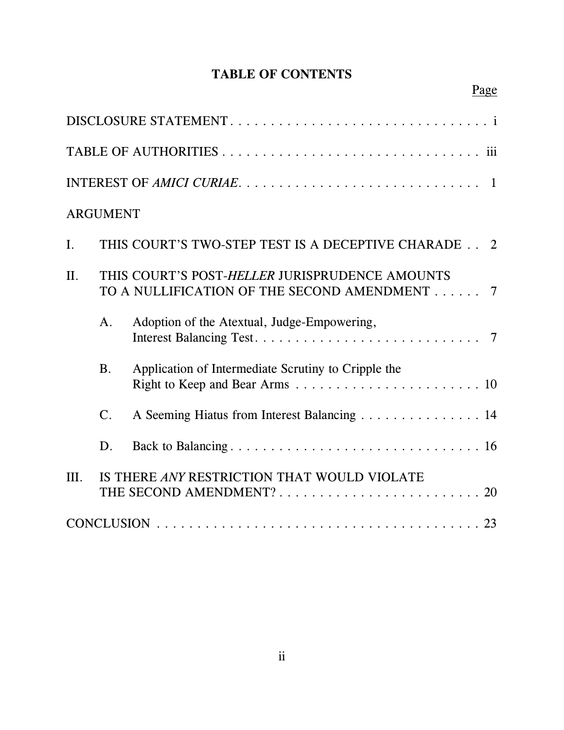# TABLE OF CONTENTS

| | Page |
|---|---|
| DISCLOSURE STATEMENT | i |
| TABLE OF AUTHORITIES | iii |
| INTEREST OF *AMICI CURIAE* | 1 |
| ARGUMENT | |
| I. THIS COURT'S TWO-STEP TEST IS A DECEPTIVE CHARADE | 2 |
| II. THIS COURT'S POST-*HELLER* JURISPRUDENCE AMOUNTS TO A NULLIFICATION OF THE SECOND AMENDMENT | 7 |
| A. Adoption of the Atextual, Judge-Empowering, Interest Balancing Test | 7 |
| B. Application of Intermediate Scrutiny to Cripple the Right to Keep and Bear Arms | 10 |
| C. A Seeming Hiatus from Interest Balancing | 14 |
| D. Back to Balancing | 16 |
| III. IS THERE *ANY* RESTRICTION THAT WOULD VIOLATE THE SECOND AMENDMENT? | 20 |
| CONCLUSION | 23 |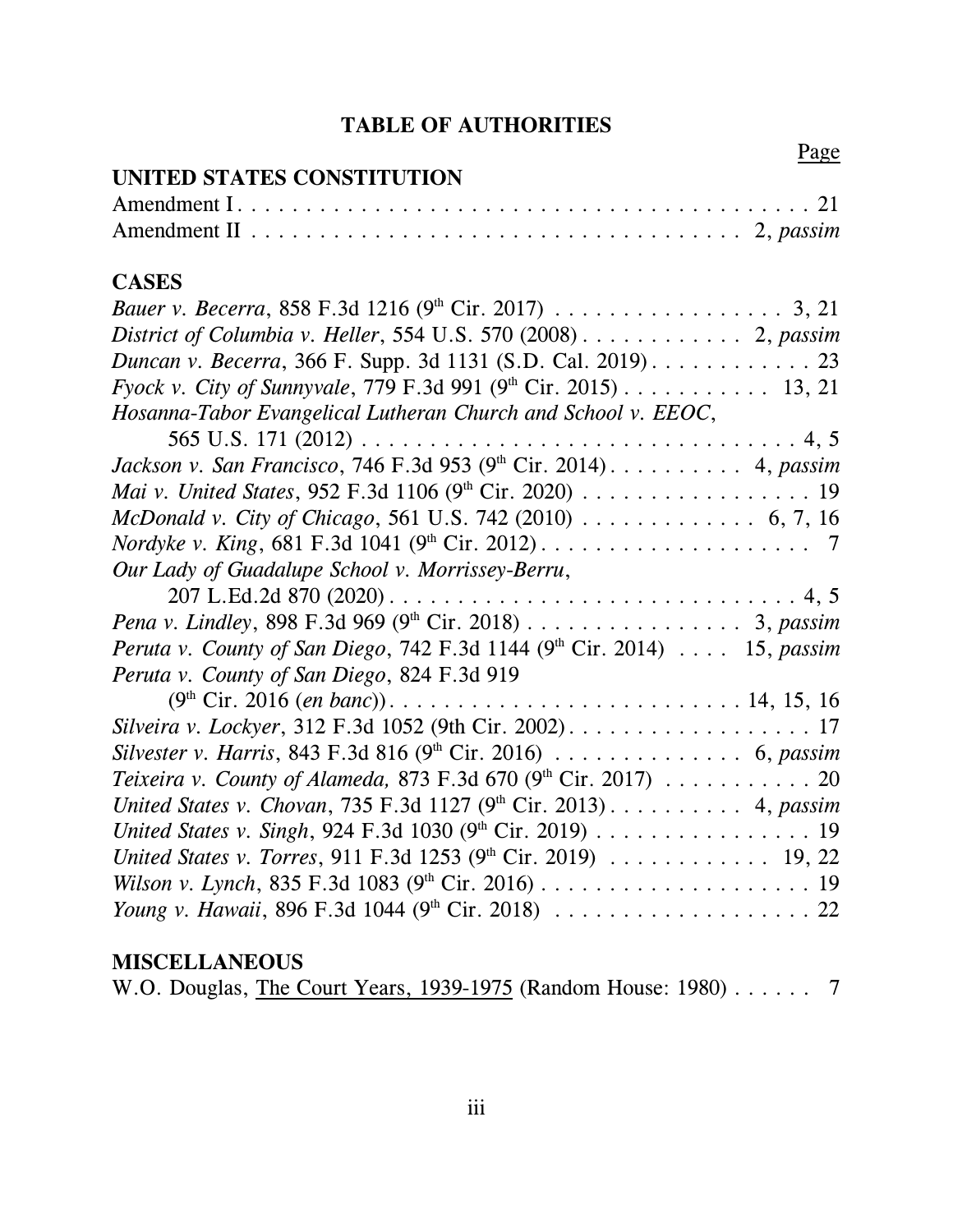# TABLE OF AUTHORITIES

Page

**UNITED STATES CONSTITUTION**

Amendment I . . . . . . . . . . . . . . . . . . . . . . . . . . . . . . . . . . . . . . . . 21
Amendment II . . . . . . . . . . . . . . . . . . . . . . . . . . . . . . . . . . . 2, *passim*

**CASES**

*Bauer v. Becerra*, 858 F.3d 1216 (9th Cir. 2017) . . . . . . . . . . . . . . . . . 3, 21
*District of Columbia v. Heller*, 554 U.S. 570 (2008) . . . . . . . . . . . . 2, *passim*
*Duncan v. Becerra*, 366 F. Supp. 3d 1131 (S.D. Cal. 2019) . . . . . . . . . . . . 23
*Fyock v. City of Sunnyvale*, 779 F.3d 991 (9th Cir. 2015) . . . . . . . . . . . 13, 21
*Hosanna-Tabor Evangelical Lutheran Church and School v. EEOC*,
565 U.S. 171 (2012) . . . . . . . . . . . . . . . . . . . . . . . . . . . . . . . 4, 5
*Jackson v. San Francisco*, 746 F.3d 953 (9th Cir. 2014) . . . . . . . . . . 4, *passim*
*Mai v. United States*, 952 F.3d 1106 (9th Cir. 2020) . . . . . . . . . . . . . . . . . 19
*McDonald v. City of Chicago*, 561 U.S. 742 (2010) . . . . . . . . . . . . . 6, 7, 16
*Nordyke v. King*, 681 F.3d 1041 (9th Cir. 2012) . . . . . . . . . . . . . . . . . . . . 7
*Our Lady of Guadalupe School v. Morrissey-Berru*,
207 L.Ed.2d 870 (2020) . . . . . . . . . . . . . . . . . . . . . . . . . . . . . 4, 5
*Pena v. Lindley*, 898 F.3d 969 (9th Cir. 2018) . . . . . . . . . . . . . . . . 3, *passim*
*Peruta v. County of San Diego*, 742 F.3d 1144 (9th Cir. 2014) . . . . 15, *passim*
*Peruta v. County of San Diego*, 824 F.3d 919
(9th Cir. 2016 (*en banc*)) . . . . . . . . . . . . . . . . . . . . . . . . . 14, 15, 16
*Silveira v. Lockyer*, 312 F.3d 1052 (9th Cir. 2002) . . . . . . . . . . . . . . . . . . 17
*Silvester v. Harris*, 843 F.3d 816 (9th Cir. 2016) . . . . . . . . . . . . . . 6, *passim*
*Teixeira v. County of Alameda,* 873 F.3d 670 (9th Cir. 2017) . . . . . . . . . . . 20
*United States v. Chovan*, 735 F.3d 1127 (9th Cir. 2013) . . . . . . . . . . 4, *passim*
*United States v. Singh*, 924 F.3d 1030 (9th Cir. 2019) . . . . . . . . . . . . . . . . 19
*United States v. Torres*, 911 F.3d 1253 (9th Cir. 2019) . . . . . . . . . . . . 19, 22
*Wilson v. Lynch*, 835 F.3d 1083 (9th Cir. 2016) . . . . . . . . . . . . . . . . . . . . 19
*Young v. Hawaii*, 896 F.3d 1044 (9th Cir. 2018) . . . . . . . . . . . . . . . . . . . 22

**MISCELLANEOUS**

W.O. Douglas, The Court Years, 1939-1975 (Random House: 1980) . . . . . . 7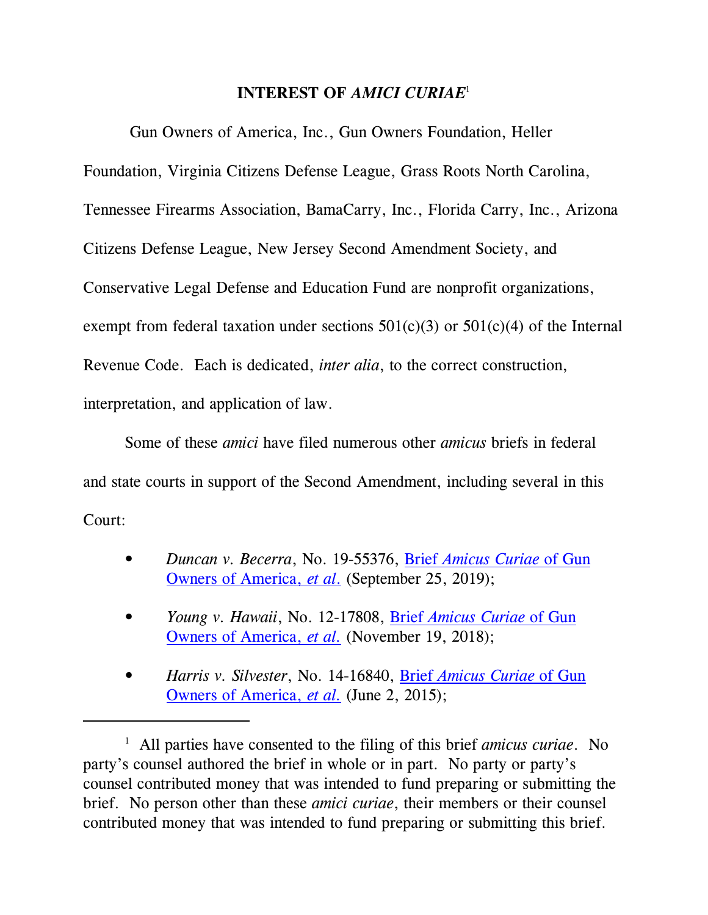## INTEREST OF *AMICI CURIAE*[1]

Gun Owners of America, Inc., Gun Owners Foundation, Heller Foundation, Virginia Citizens Defense League, Grass Roots North Carolina, Tennessee Firearms Association, BamaCarry, Inc., Florida Carry, Inc., Arizona Citizens Defense League, New Jersey Second Amendment Society, and Conservative Legal Defense and Education Fund are nonprofit organizations, exempt from federal taxation under sections 501(c)(3) or 501(c)(4) of the Internal Revenue Code. Each is dedicated, *inter alia*, to the correct construction, interpretation, and application of law.

Some of these *amici* have filed numerous other *amicus* briefs in federal and state courts in support of the Second Amendment, including several in this Court:

- *Duncan v. Becerra*, No. 19-55376, Brief *Amicus Curiae* of Gun Owners of America, *et al.* (September 25, 2019);
- *Young v. Hawaii*, No. 12-17808, Brief *Amicus Curiae* of Gun Owners of America, *et al.* (November 19, 2018);
- *Harris v. Silvester*, No. 14-16840, Brief *Amicus Curiae* of Gun Owners of America, *et al.* (June 2, 2015);

---

[1] All parties have consented to the filing of this brief *amicus curiae*. No party's counsel authored the brief in whole or in part. No party or party's counsel contributed money that was intended to fund preparing or submitting the brief. No person other than these *amici curiae*, their members or their counsel contributed money that was intended to fund preparing or submitting this brief.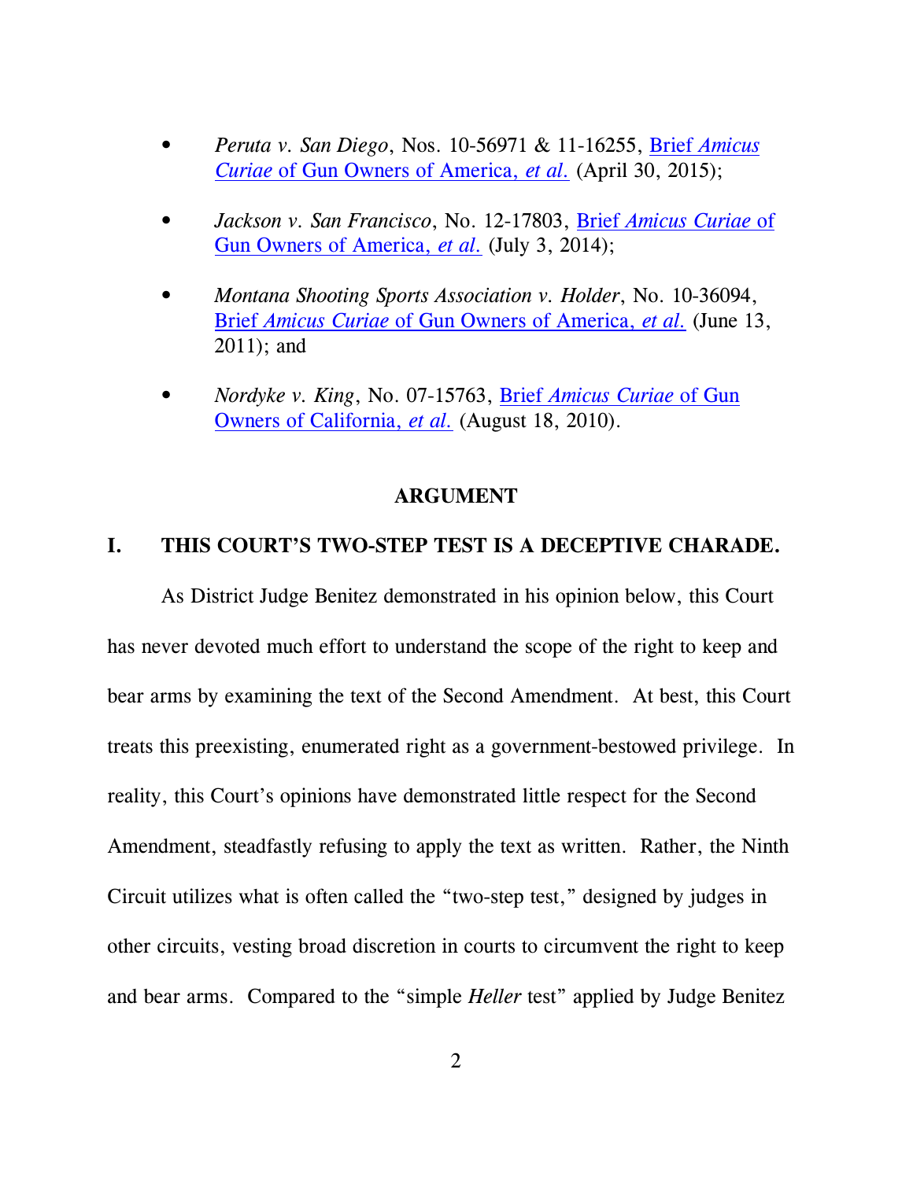- *Peruta v. San Diego*, Nos. 10-56971 & 11-16255, Brief *Amicus Curiae* of Gun Owners of America, *et al.* (April 30, 2015);

- *Jackson v. San Francisco*, No. 12-17803, Brief *Amicus Curiae* of Gun Owners of America, *et al.* (July 3, 2014);

- *Montana Shooting Sports Association v. Holder*, No. 10-36094, Brief *Amicus Curiae* of Gun Owners of America, *et al.* (June 13, 2011); and

- *Nordyke v. King*, No. 07-15763, Brief *Amicus Curiae* of Gun Owners of California, *et al.* (August 18, 2010).

## ARGUMENT

### I. THIS COURT'S TWO-STEP TEST IS A DECEPTIVE CHARADE.

As District Judge Benitez demonstrated in his opinion below, this Court has never devoted much effort to understand the scope of the right to keep and bear arms by examining the text of the Second Amendment. At best, this Court treats this preexisting, enumerated right as a government-bestowed privilege. In reality, this Court's opinions have demonstrated little respect for the Second Amendment, steadfastly refusing to apply the text as written. Rather, the Ninth Circuit utilizes what is often called the "two-step test," designed by judges in other circuits, vesting broad discretion in courts to circumvent the right to keep and bear arms. Compared to the "simple *Heller* test" applied by Judge Benitez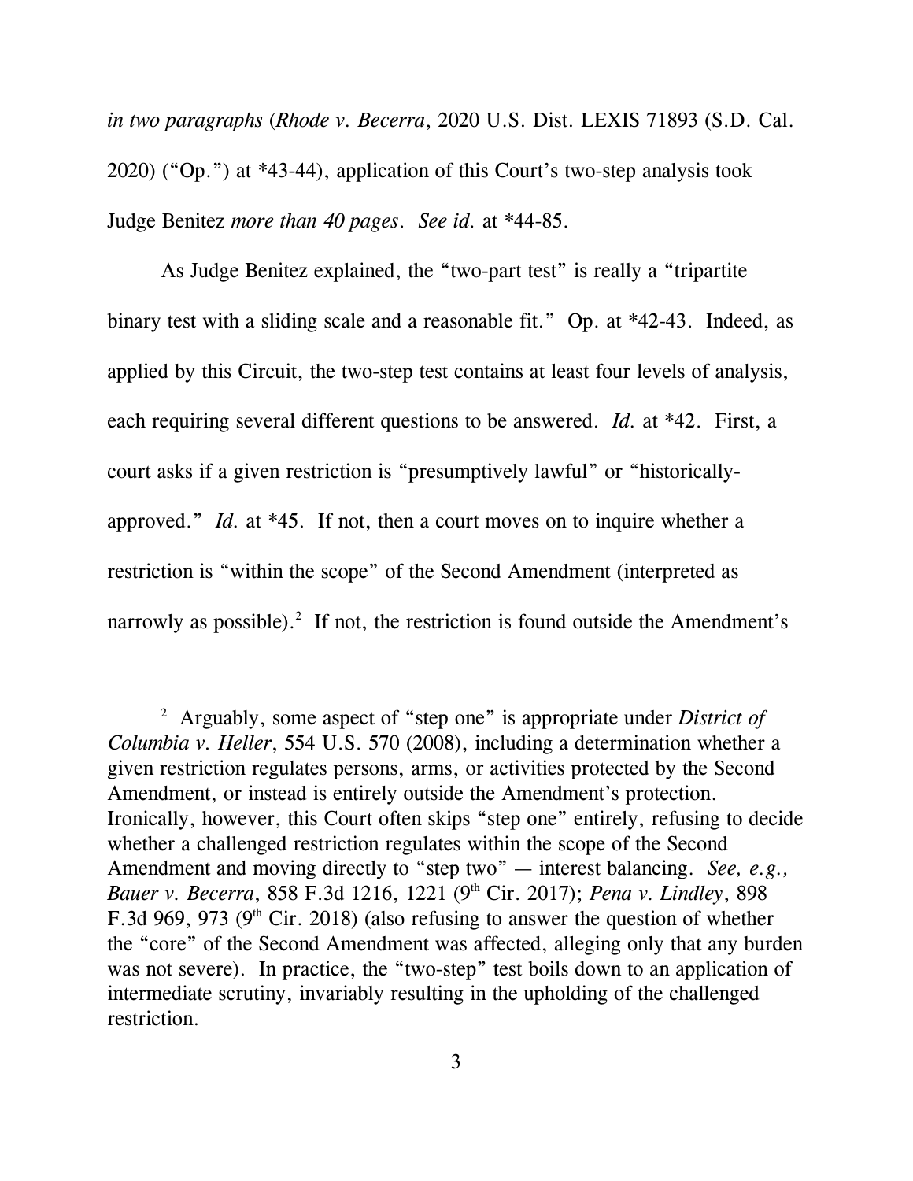*in two paragraphs* (*Rhode v. Becerra*, 2020 U.S. Dist. LEXIS 71893 (S.D. Cal. 2020) ("Op.") at *43-44), application of this Court's two-step analysis took Judge Benitez *more than 40 pages*. *See id.* at *44-85.

As Judge Benitez explained, the "two-part test" is really a "tripartite binary test with a sliding scale and a reasonable fit." Op. at *42-43. Indeed, as applied by this Circuit, the two-step test contains at least four levels of analysis, each requiring several different questions to be answered. *Id.* at *42. First, a court asks if a given restriction is "presumptively lawful" or "historically-approved." *Id.* at *45. If not, then a court moves on to inquire whether a restriction is "within the scope" of the Second Amendment (interpreted as narrowly as possible).[2] If not, the restriction is found outside the Amendment's

---

[2] Arguably, some aspect of "step one" is appropriate under *District of Columbia v. Heller*, 554 U.S. 570 (2008), including a determination whether a given restriction regulates persons, arms, or activities protected by the Second Amendment, or instead is entirely outside the Amendment's protection. Ironically, however, this Court often skips "step one" entirely, refusing to decide whether a challenged restriction regulates within the scope of the Second Amendment and moving directly to "step two" — interest balancing. *See, e.g., Bauer v. Becerra*, 858 F.3d 1216, 1221 (9th Cir. 2017); *Pena v. Lindley*, 898 F.3d 969, 973 (9th Cir. 2018) (also refusing to answer the question of whether the "core" of the Second Amendment was affected, alleging only that any burden was not severe). In practice, the "two-step" test boils down to an application of intermediate scrutiny, invariably resulting in the upholding of the challenged restriction.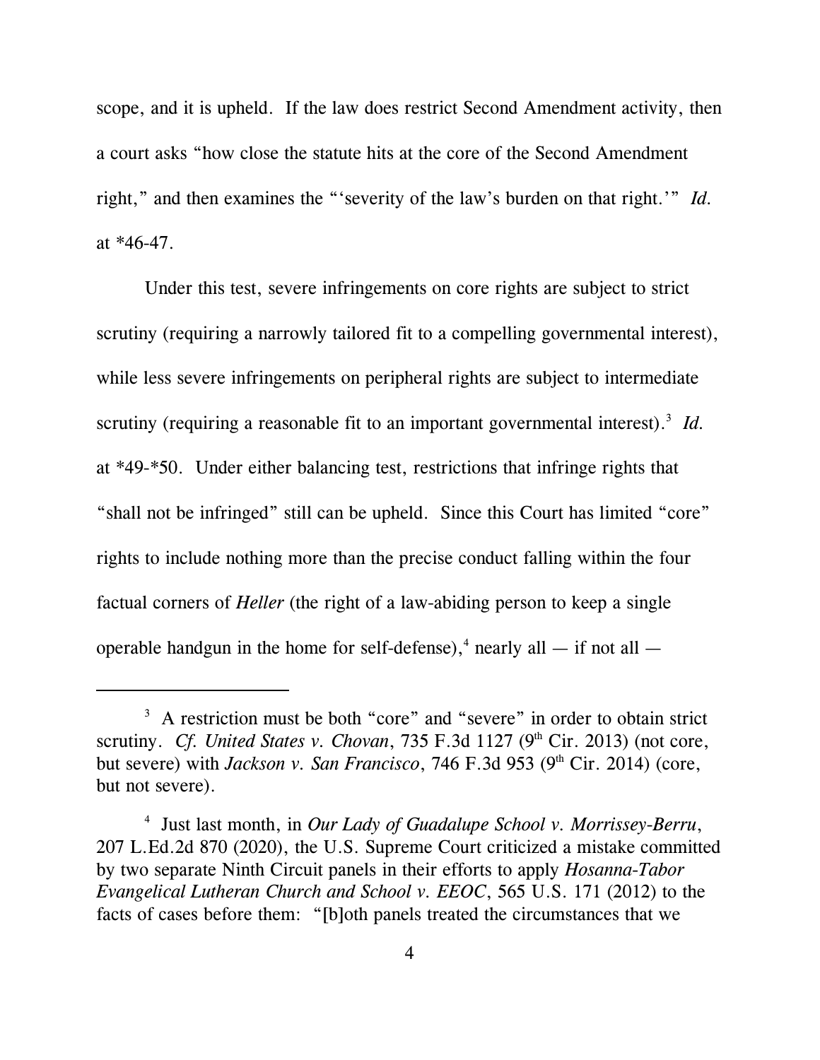scope, and it is upheld. If the law does restrict Second Amendment activity, then a court asks "how close the statute hits at the core of the Second Amendment right," and then examines the "'severity of the law's burden on that right.'" *Id.* at *46-47.

Under this test, severe infringements on core rights are subject to strict scrutiny (requiring a narrowly tailored fit to a compelling governmental interest), while less severe infringements on peripheral rights are subject to intermediate scrutiny (requiring a reasonable fit to an important governmental interest).[3] *Id.* at *49-*50. Under either balancing test, restrictions that infringe rights that "shall not be infringed" still can be upheld. Since this Court has limited "core" rights to include nothing more than the precise conduct falling within the four factual corners of *Heller* (the right of a law-abiding person to keep a single operable handgun in the home for self-defense),[4] nearly all — if not all —

---

[3] A restriction must be both "core" and "severe" in order to obtain strict scrutiny. *Cf. United States v. Chovan*, 735 F.3d 1127 (9th Cir. 2013) (not core, but severe) with *Jackson v. San Francisco*, 746 F.3d 953 (9th Cir. 2014) (core, but not severe).

[4] Just last month, in *Our Lady of Guadalupe School v. Morrissey-Berru*, 207 L.Ed.2d 870 (2020), the U.S. Supreme Court criticized a mistake committed by two separate Ninth Circuit panels in their efforts to apply *Hosanna-Tabor Evangelical Lutheran Church and School v. EEOC*, 565 U.S. 171 (2012) to the facts of cases before them: "[b]oth panels treated the circumstances that we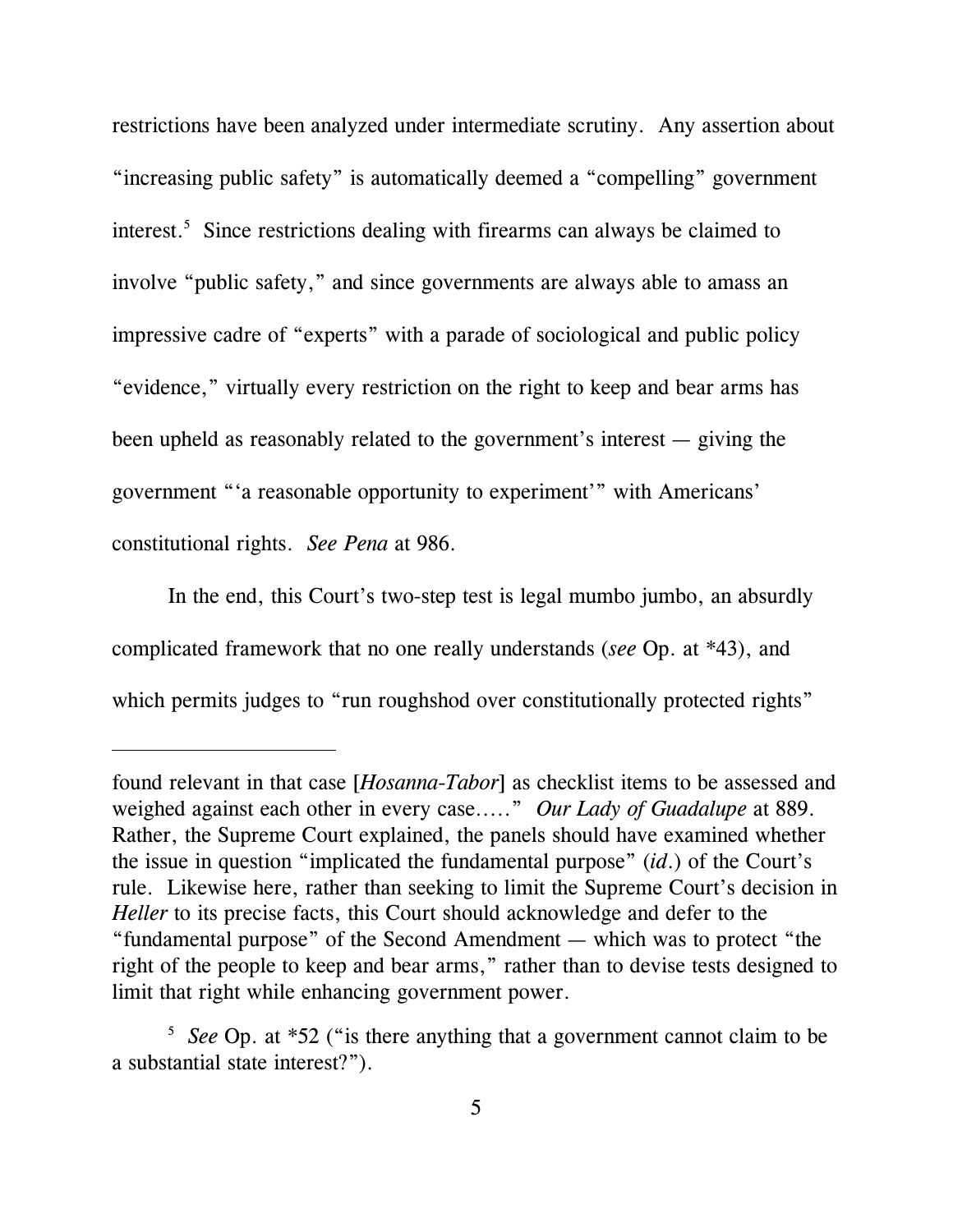restrictions have been analyzed under intermediate scrutiny. Any assertion about "increasing public safety" is automatically deemed a "compelling" government interest.[5] Since restrictions dealing with firearms can always be claimed to involve "public safety," and since governments are always able to amass an impressive cadre of "experts" with a parade of sociological and public policy "evidence," virtually every restriction on the right to keep and bear arms has been upheld as reasonably related to the government's interest — giving the government "'a reasonable opportunity to experiment'" with Americans' constitutional rights. *See Pena* at 986.

In the end, this Court's two-step test is legal mumbo jumbo, an absurdly complicated framework that no one really understands (*see* Op. at *43), and which permits judges to "run roughshod over constitutionally protected rights"

---

found relevant in that case [*Hosanna-Tabor*] as checklist items to be assessed and weighed against each other in every case….." *Our Lady of Guadalupe* at 889. Rather, the Supreme Court explained, the panels should have examined whether the issue in question "implicated the fundamental purpose" (*id.*) of the Court's rule. Likewise here, rather than seeking to limit the Supreme Court's decision in *Heller* to its precise facts, this Court should acknowledge and defer to the "fundamental purpose" of the Second Amendment — which was to protect "the right of the people to keep and bear arms," rather than to devise tests designed to limit that right while enhancing government power.

[5] *See* Op. at *52 ("is there anything that a government cannot claim to be a substantial state interest?").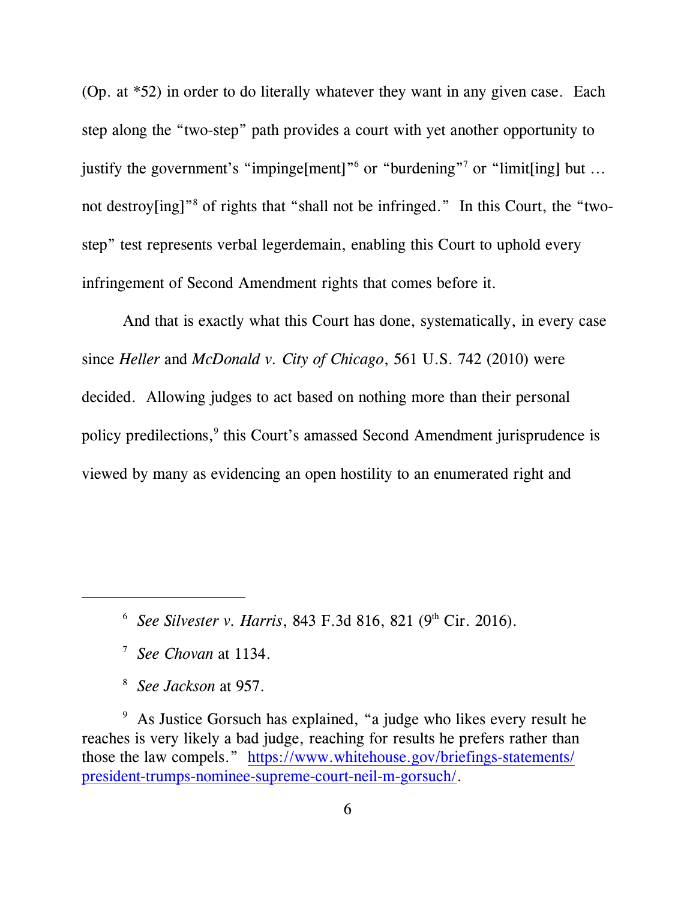(Op. at *52) in order to do literally whatever they want in any given case. Each step along the "two-step" path provides a court with yet another opportunity to justify the government's "impinge[ment]"[6] or "burdening"[7] or "limit[ing] but … not destroy[ing]"[8] of rights that "shall not be infringed." In this Court, the "two-step" test represents verbal legerdemain, enabling this Court to uphold every infringement of Second Amendment rights that comes before it.

And that is exactly what this Court has done, systematically, in every case since *Heller* and *McDonald v. City of Chicago*, 561 U.S. 742 (2010) were decided. Allowing judges to act based on nothing more than their personal policy predilections,[9] this Court's amassed Second Amendment jurisprudence is viewed by many as evidencing an open hostility to an enumerated right and

---

[6] *See Silvester v. Harris*, 843 F.3d 816, 821 (9th Cir. 2016).

[7] *See Chovan* at 1134.

[8] *See Jackson* at 957.

[9] As Justice Gorsuch has explained, "a judge who likes every result he reaches is very likely a bad judge, reaching for results he prefers rather than those the law compels." https://www.whitehouse.gov/briefings-statements/president-trumps-nominee-supreme-court-neil-m-gorsuch/.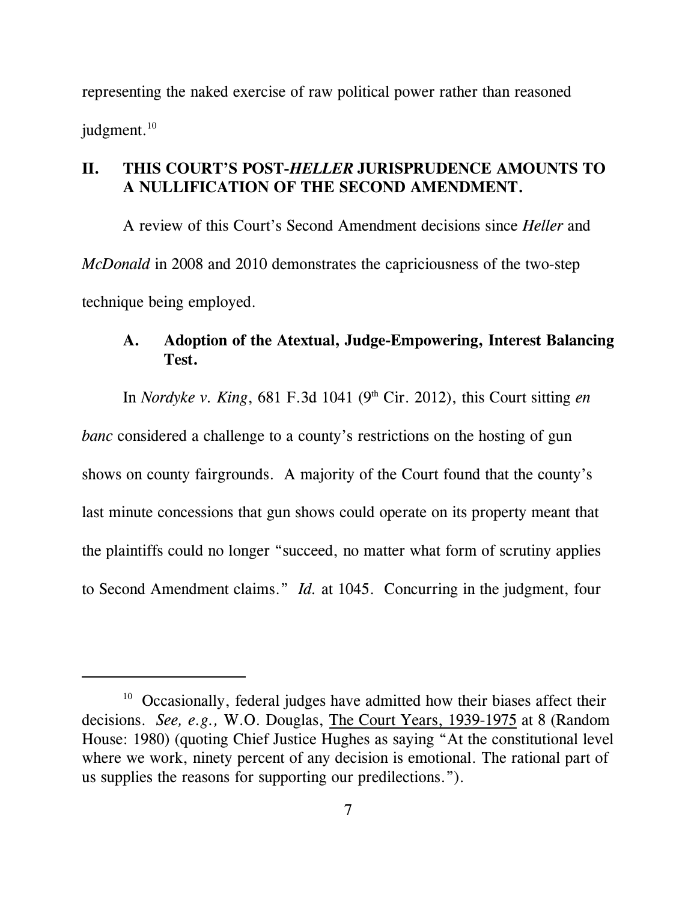representing the naked exercise of raw political power rather than reasoned judgment.[10]

## II. THIS COURT'S POST-*HELLER* JURISPRUDENCE AMOUNTS TO A NULLIFICATION OF THE SECOND AMENDMENT.

A review of this Court's Second Amendment decisions since *Heller* and *McDonald* in 2008 and 2010 demonstrates the capriciousness of the two-step technique being employed.

### A. Adoption of the Atextual, Judge-Empowering, Interest Balancing Test.

In *Nordyke v. King*, 681 F.3d 1041 (9th Cir. 2012), this Court sitting *en banc* considered a challenge to a county's restrictions on the hosting of gun shows on county fairgrounds. A majority of the Court found that the county's last minute concessions that gun shows could operate on its property meant that the plaintiffs could no longer "succeed, no matter what form of scrutiny applies to Second Amendment claims." *Id.* at 1045. Concurring in the judgment, four

---

[10] Occasionally, federal judges have admitted how their biases affect their decisions. *See, e.g.,* W.O. Douglas, The Court Years, 1939-1975 at 8 (Random House: 1980) (quoting Chief Justice Hughes as saying "At the constitutional level where we work, ninety percent of any decision is emotional. The rational part of us supplies the reasons for supporting our predilections.").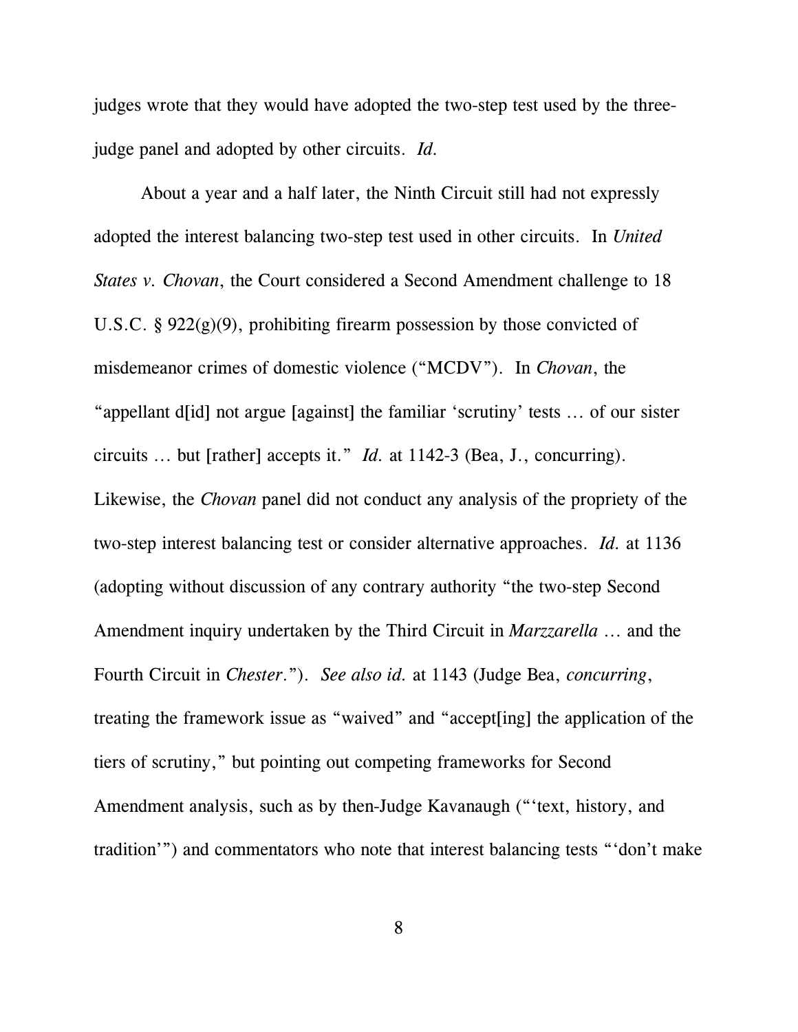judges wrote that they would have adopted the two-step test used by the three-judge panel and adopted by other circuits. *Id.*

About a year and a half later, the Ninth Circuit still had not expressly adopted the interest balancing two-step test used in other circuits. In *United States v. Chovan*, the Court considered a Second Amendment challenge to 18 U.S.C. § 922(g)(9), prohibiting firearm possession by those convicted of misdemeanor crimes of domestic violence ("MCDV"). In *Chovan*, the "appellant d[id] not argue [against] the familiar 'scrutiny' tests … of our sister circuits … but [rather] accepts it." *Id.* at 1142-3 (Bea, J., concurring). Likewise, the *Chovan* panel did not conduct any analysis of the propriety of the two-step interest balancing test or consider alternative approaches. *Id.* at 1136 (adopting without discussion of any contrary authority "the two-step Second Amendment inquiry undertaken by the Third Circuit in *Marzzarella* … and the Fourth Circuit in *Chester*."). *See also id.* at 1143 (Judge Bea, *concurring*, treating the framework issue as "waived" and "accept[ing] the application of the tiers of scrutiny," but pointing out competing frameworks for Second Amendment analysis, such as by then-Judge Kavanaugh ("'text, history, and tradition'") and commentators who note that interest balancing tests "'don't make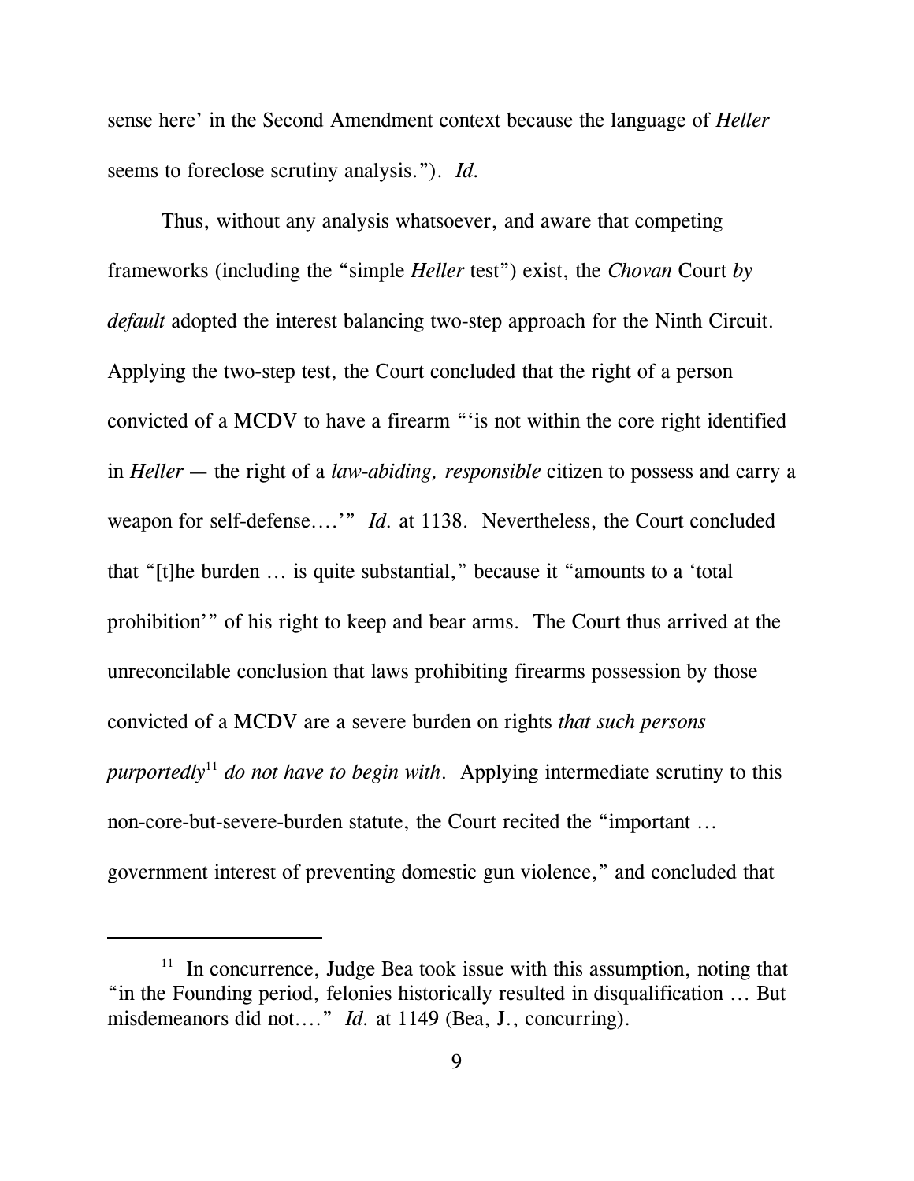sense here' in the Second Amendment context because the language of *Heller* seems to foreclose scrutiny analysis."). *Id.*

Thus, without any analysis whatsoever, and aware that competing frameworks (including the "simple *Heller* test") exist, the *Chovan* Court *by default* adopted the interest balancing two-step approach for the Ninth Circuit. Applying the two-step test, the Court concluded that the right of a person convicted of a MCDV to have a firearm "'is not within the core right identified in *Heller* — the right of a *law-abiding, responsible* citizen to possess and carry a weapon for self-defense….'" *Id.* at 1138. Nevertheless, the Court concluded that "[t]he burden … is quite substantial," because it "amounts to a 'total prohibition'" of his right to keep and bear arms. The Court thus arrived at the unreconcilable conclusion that laws prohibiting firearms possession by those convicted of a MCDV are a severe burden on rights *that such persons purportedly*[11] *do not have to begin with*. Applying intermediate scrutiny to this non-core-but-severe-burden statute, the Court recited the "important … government interest of preventing domestic gun violence," and concluded that

---

[11] In concurrence, Judge Bea took issue with this assumption, noting that "in the Founding period, felonies historically resulted in disqualification … But misdemeanors did not…." *Id.* at 1149 (Bea, J., concurring).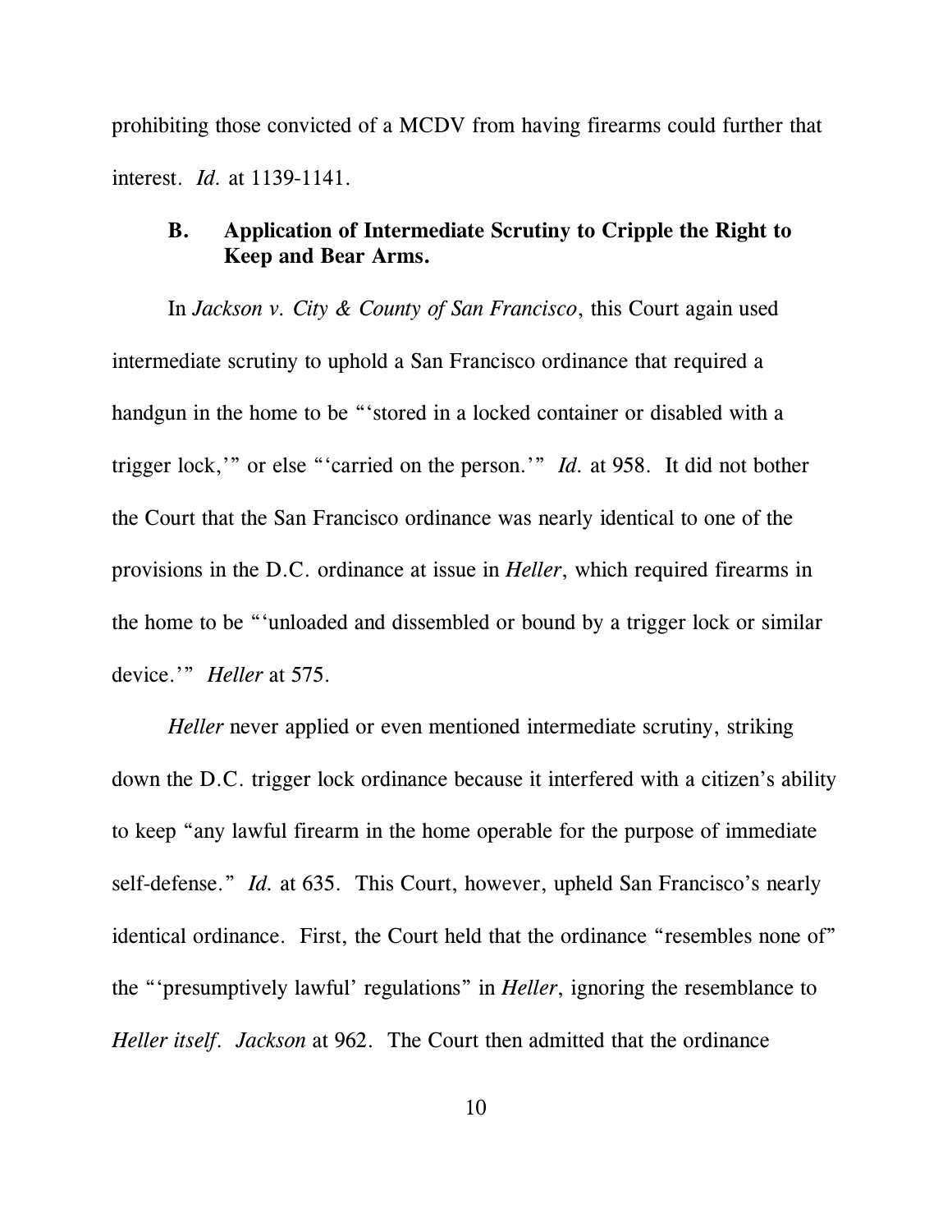prohibiting those convicted of a MCDV from having firearms could further that interest. *Id.* at 1139-1141.

### B. Application of Intermediate Scrutiny to Cripple the Right to Keep and Bear Arms.

In *Jackson v. City & County of San Francisco*, this Court again used intermediate scrutiny to uphold a San Francisco ordinance that required a handgun in the home to be "'stored in a locked container or disabled with a trigger lock,'" or else "'carried on the person.'" *Id.* at 958. It did not bother the Court that the San Francisco ordinance was nearly identical to one of the provisions in the D.C. ordinance at issue in *Heller*, which required firearms in the home to be "'unloaded and dissembled or bound by a trigger lock or similar device.'" *Heller* at 575.

*Heller* never applied or even mentioned intermediate scrutiny, striking down the D.C. trigger lock ordinance because it interfered with a citizen's ability to keep "any lawful firearm in the home operable for the purpose of immediate self-defense." *Id.* at 635. This Court, however, upheld San Francisco's nearly identical ordinance. First, the Court held that the ordinance "resembles none of" the "'presumptively lawful' regulations" in *Heller*, ignoring the resemblance to *Heller itself*. *Jackson* at 962. The Court then admitted that the ordinance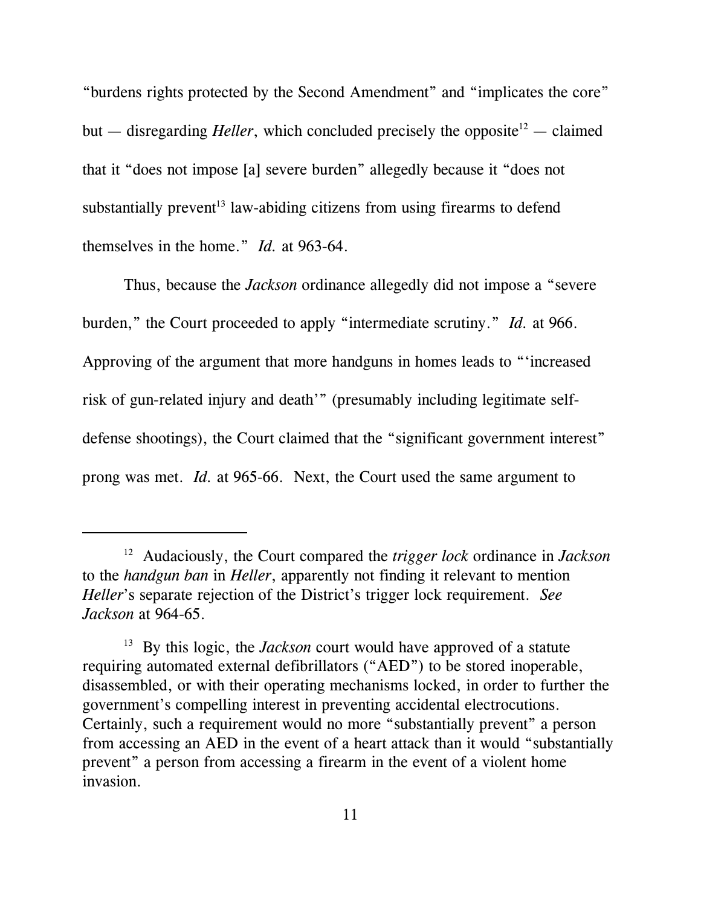"burdens rights protected by the Second Amendment" and "implicates the core" but — disregarding *Heller*, which concluded precisely the opposite[12] — claimed that it "does not impose [a] severe burden" allegedly because it "does not substantially prevent[13] law-abiding citizens from using firearms to defend themselves in the home." *Id.* at 963-64.

Thus, because the *Jackson* ordinance allegedly did not impose a "severe burden," the Court proceeded to apply "intermediate scrutiny." *Id.* at 966. Approving of the argument that more handguns in homes leads to "'increased risk of gun-related injury and death'" (presumably including legitimate self-defense shootings), the Court claimed that the "significant government interest" prong was met. *Id.* at 965-66. Next, the Court used the same argument to

---

[12] Audaciously, the Court compared the *trigger lock* ordinance in *Jackson* to the *handgun ban* in *Heller*, apparently not finding it relevant to mention *Heller*'s separate rejection of the District's trigger lock requirement. *See Jackson* at 964-65.

[13] By this logic, the *Jackson* court would have approved of a statute requiring automated external defibrillators ("AED") to be stored inoperable, disassembled, or with their operating mechanisms locked, in order to further the government's compelling interest in preventing accidental electrocutions. Certainly, such a requirement would no more "substantially prevent" a person from accessing an AED in the event of a heart attack than it would "substantially prevent" a person from accessing a firearm in the event of a violent home invasion.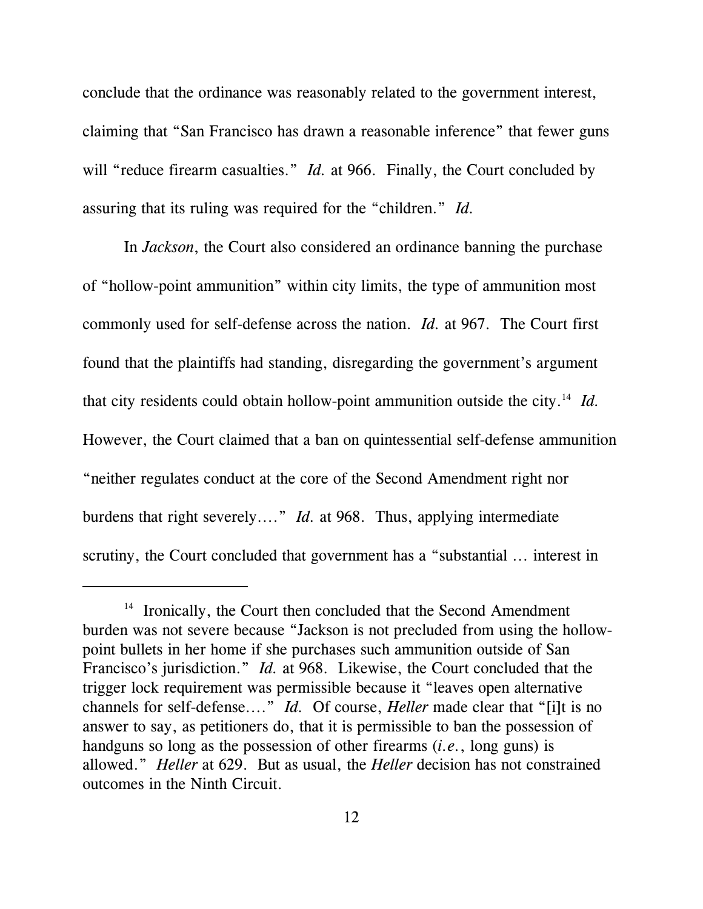conclude that the ordinance was reasonably related to the government interest, claiming that "San Francisco has drawn a reasonable inference" that fewer guns will "reduce firearm casualties." *Id.* at 966. Finally, the Court concluded by assuring that its ruling was required for the "children." *Id.*

In *Jackson*, the Court also considered an ordinance banning the purchase of "hollow-point ammunition" within city limits, the type of ammunition most commonly used for self-defense across the nation. *Id.* at 967. The Court first found that the plaintiffs had standing, disregarding the government's argument that city residents could obtain hollow-point ammunition outside the city.[14] *Id.* However, the Court claimed that a ban on quintessential self-defense ammunition "neither regulates conduct at the core of the Second Amendment right nor burdens that right severely…." *Id.* at 968. Thus, applying intermediate scrutiny, the Court concluded that government has a "substantial … interest in

---

[14] Ironically, the Court then concluded that the Second Amendment burden was not severe because "Jackson is not precluded from using the hollow-point bullets in her home if she purchases such ammunition outside of San Francisco's jurisdiction." *Id.* at 968. Likewise, the Court concluded that the trigger lock requirement was permissible because it "leaves open alternative channels for self-defense…." *Id.* Of course, *Heller* made clear that "[i]t is no answer to say, as petitioners do, that it is permissible to ban the possession of handguns so long as the possession of other firearms (*i.e.*, long guns) is allowed." *Heller* at 629. But as usual, the *Heller* decision has not constrained outcomes in the Ninth Circuit.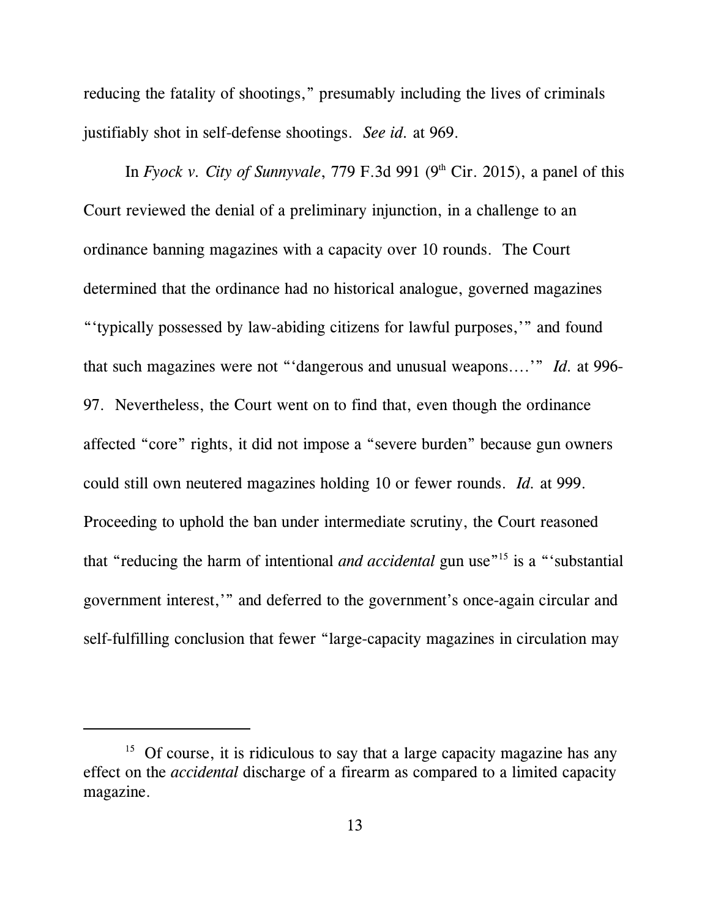reducing the fatality of shootings," presumably including the lives of criminals justifiably shot in self-defense shootings. *See id.* at 969.

In *Fyock v. City of Sunnyvale*, 779 F.3d 991 (9th Cir. 2015), a panel of this Court reviewed the denial of a preliminary injunction, in a challenge to an ordinance banning magazines with a capacity over 10 rounds. The Court determined that the ordinance had no historical analogue, governed magazines "'typically possessed by law-abiding citizens for lawful purposes,'" and found that such magazines were not "'dangerous and unusual weapons….'" *Id.* at 996-97. Nevertheless, the Court went on to find that, even though the ordinance affected "core" rights, it did not impose a "severe burden" because gun owners could still own neutered magazines holding 10 or fewer rounds. *Id.* at 999. Proceeding to uphold the ban under intermediate scrutiny, the Court reasoned that "reducing the harm of intentional *and accidental* gun use"[15] is a "'substantial government interest,'" and deferred to the government's once-again circular and self-fulfilling conclusion that fewer "large-capacity magazines in circulation may

---

[15] Of course, it is ridiculous to say that a large capacity magazine has any effect on the *accidental* discharge of a firearm as compared to a limited capacity magazine.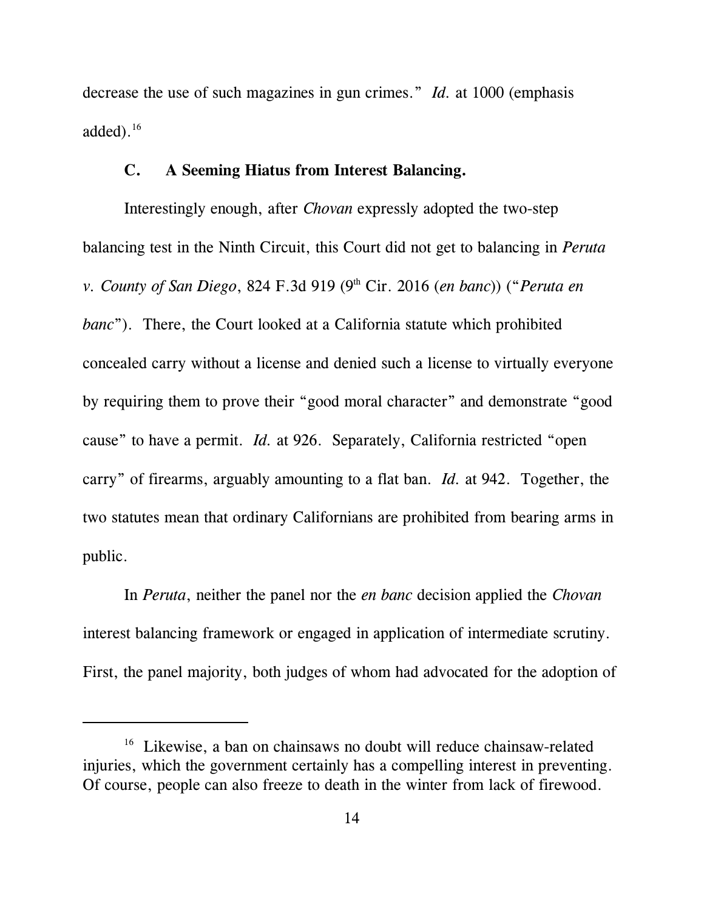decrease the use of such magazines in gun crimes." *Id.* at 1000 (emphasis added).[16]

### C. A Seeming Hiatus from Interest Balancing.

Interestingly enough, after *Chovan* expressly adopted the two-step balancing test in the Ninth Circuit, this Court did not get to balancing in *Peruta v. County of San Diego*, 824 F.3d 919 (9th Cir. 2016 (*en banc*)) ("*Peruta en banc*"). There, the Court looked at a California statute which prohibited concealed carry without a license and denied such a license to virtually everyone by requiring them to prove their "good moral character" and demonstrate "good cause" to have a permit. *Id.* at 926. Separately, California restricted "open carry" of firearms, arguably amounting to a flat ban. *Id.* at 942. Together, the two statutes mean that ordinary Californians are prohibited from bearing arms in public.

In *Peruta*, neither the panel nor the *en banc* decision applied the *Chovan* interest balancing framework or engaged in application of intermediate scrutiny. First, the panel majority, both judges of whom had advocated for the adoption of

---

[16] Likewise, a ban on chainsaws no doubt will reduce chainsaw-related injuries, which the government certainly has a compelling interest in preventing. Of course, people can also freeze to death in the winter from lack of firewood.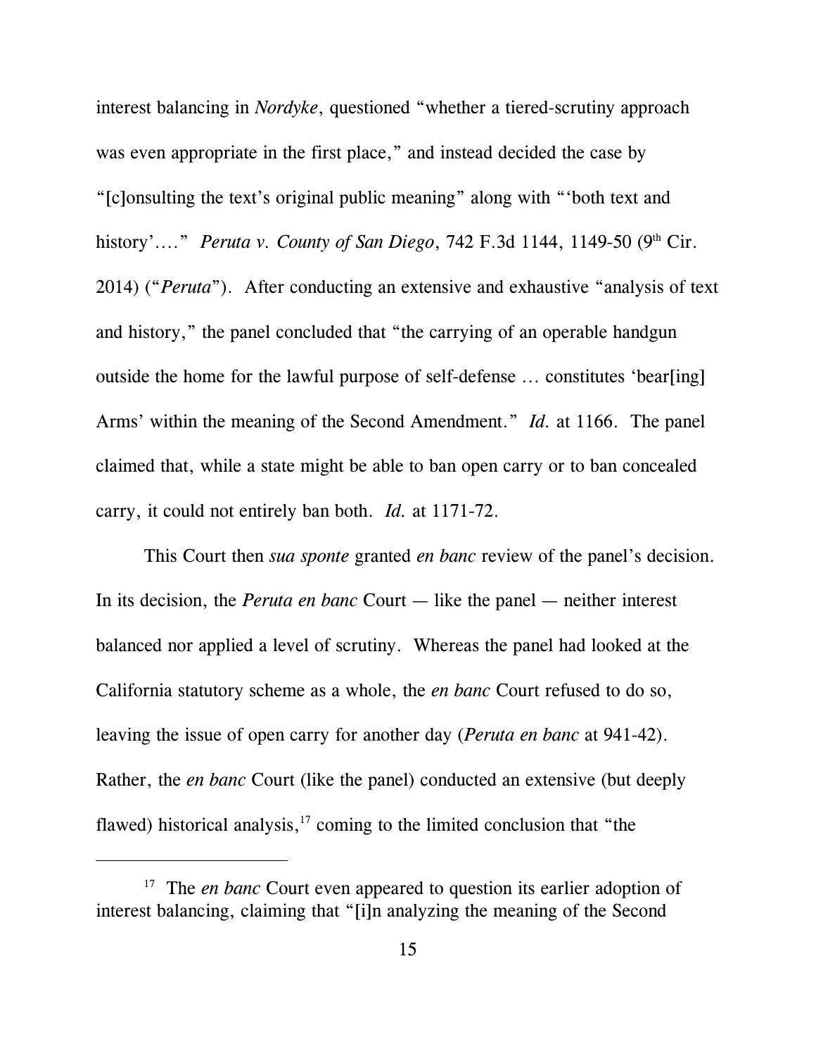interest balancing in *Nordyke*, questioned "whether a tiered-scrutiny approach was even appropriate in the first place," and instead decided the case by "[c]onsulting the text's original public meaning" along with "'both text and history'…." *Peruta v. County of San Diego*, 742 F.3d 1144, 1149-50 (9th Cir. 2014) ("*Peruta*"). After conducting an extensive and exhaustive "analysis of text and history," the panel concluded that "the carrying of an operable handgun outside the home for the lawful purpose of self-defense … constitutes 'bear[ing] Arms' within the meaning of the Second Amendment." *Id.* at 1166. The panel claimed that, while a state might be able to ban open carry or to ban concealed carry, it could not entirely ban both. *Id.* at 1171-72.

This Court then *sua sponte* granted *en banc* review of the panel's decision. In its decision, the *Peruta en banc* Court — like the panel — neither interest balanced nor applied a level of scrutiny. Whereas the panel had looked at the California statutory scheme as a whole, the *en banc* Court refused to do so, leaving the issue of open carry for another day (*Peruta en banc* at 941-42). Rather, the *en banc* Court (like the panel) conducted an extensive (but deeply flawed) historical analysis,[17] coming to the limited conclusion that "the

---

[17] The *en banc* Court even appeared to question its earlier adoption of interest balancing, claiming that "[i]n analyzing the meaning of the Second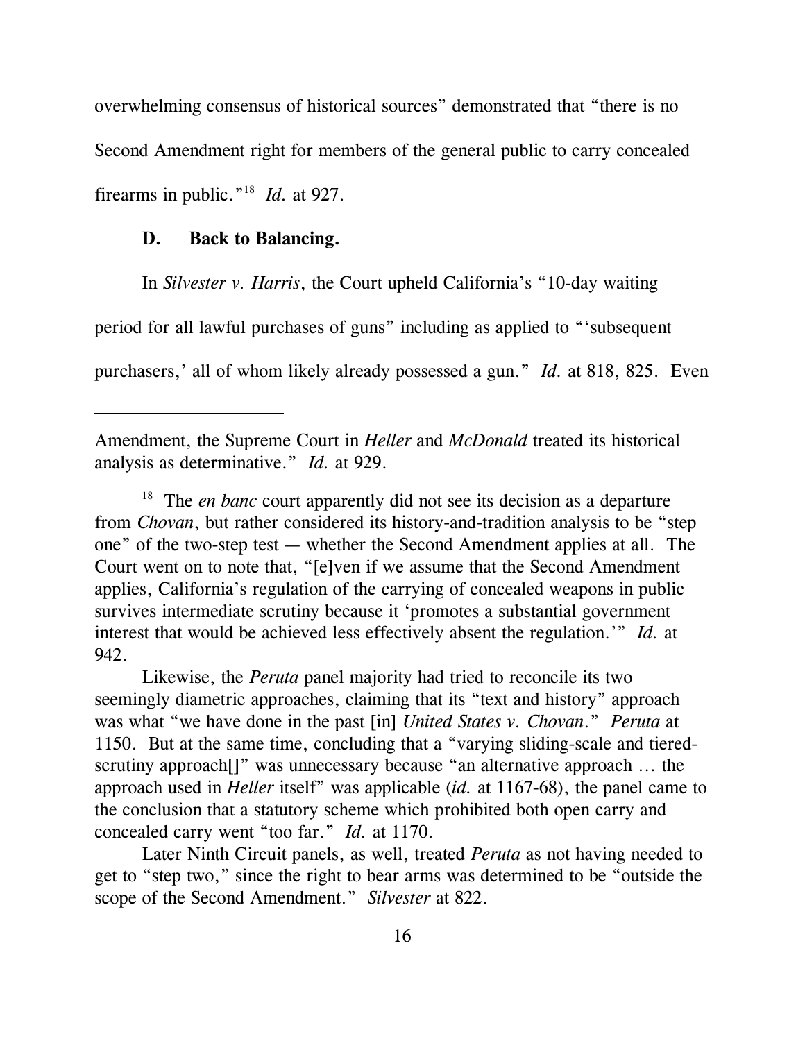overwhelming consensus of historical sources" demonstrated that "there is no Second Amendment right for members of the general public to carry concealed firearms in public."[18] *Id.* at 927.

### D. Back to Balancing.

In *Silvester v. Harris*, the Court upheld California's "10-day waiting period for all lawful purchases of guns" including as applied to "'subsequent purchasers,' all of whom likely already possessed a gun." *Id.* at 818, 825. Even

---

Amendment, the Supreme Court in *Heller* and *McDonald* treated its historical analysis as determinative." *Id.* at 929.

[18] The *en banc* court apparently did not see its decision as a departure from *Chovan*, but rather considered its history-and-tradition analysis to be "step one" of the two-step test — whether the Second Amendment applies at all. The Court went on to note that, "[e]ven if we assume that the Second Amendment applies, California's regulation of the carrying of concealed weapons in public survives intermediate scrutiny because it 'promotes a substantial government interest that would be achieved less effectively absent the regulation.'" *Id.* at 942.

Likewise, the *Peruta* panel majority had tried to reconcile its two seemingly diametric approaches, claiming that its "text and history" approach was what "we have done in the past [in] *United States v. Chovan*." *Peruta* at 1150. But at the same time, concluding that a "varying sliding-scale and tiered-scrutiny approach[]" was unnecessary because "an alternative approach … the approach used in *Heller* itself" was applicable (*id.* at 1167-68), the panel came to the conclusion that a statutory scheme which prohibited both open carry and concealed carry went "too far." *Id.* at 1170.

Later Ninth Circuit panels, as well, treated *Peruta* as not having needed to get to "step two," since the right to bear arms was determined to be "outside the scope of the Second Amendment." *Silvester* at 822.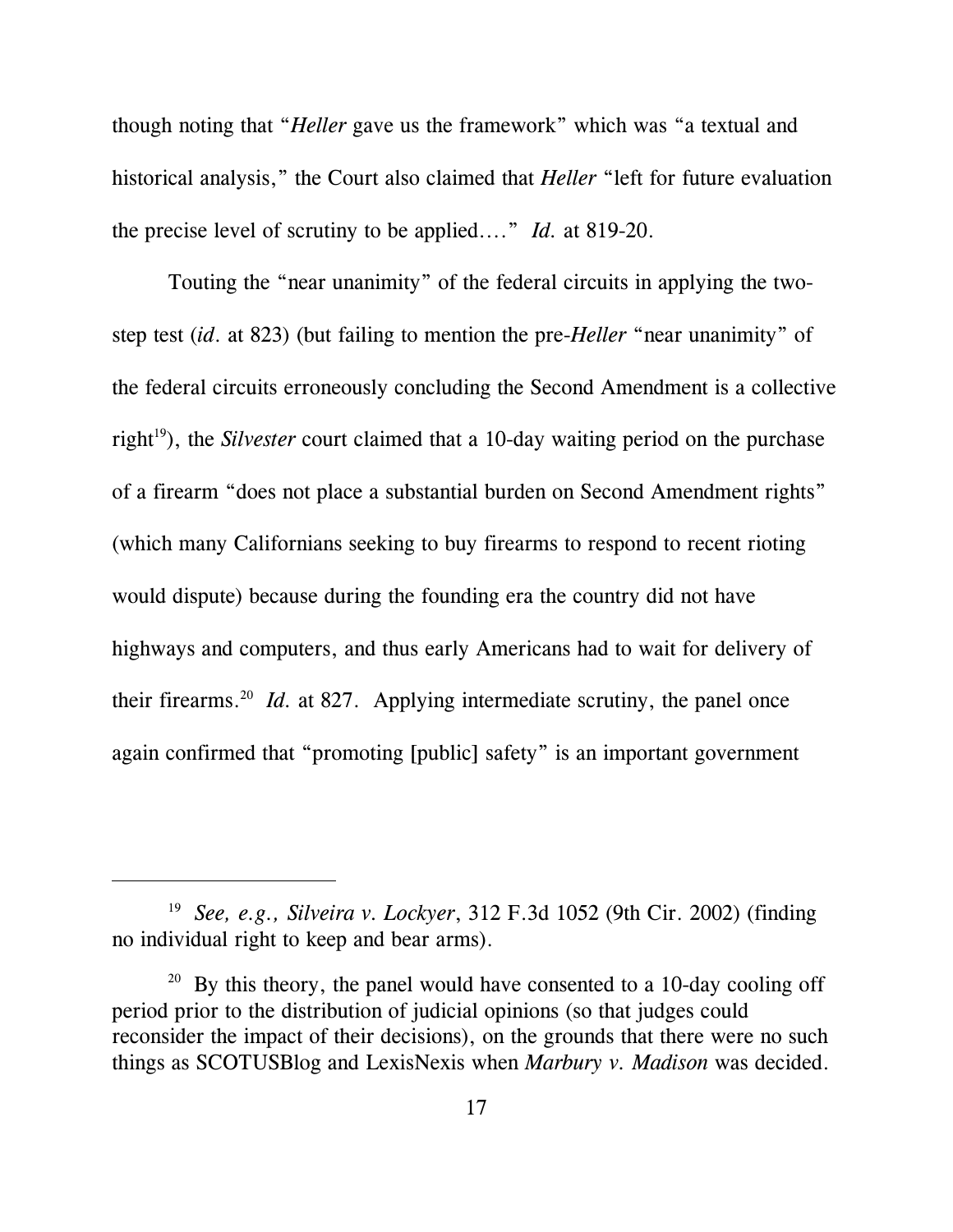though noting that "*Heller* gave us the framework" which was "a textual and historical analysis," the Court also claimed that *Heller* "left for future evaluation the precise level of scrutiny to be applied…." *Id.* at 819-20.

Touting the "near unanimity" of the federal circuits in applying the two-step test (*id.* at 823) (but failing to mention the pre-*Heller* "near unanimity" of the federal circuits erroneously concluding the Second Amendment is a collective right[19]), the *Silvester* court claimed that a 10-day waiting period on the purchase of a firearm "does not place a substantial burden on Second Amendment rights" (which many Californians seeking to buy firearms to respond to recent rioting would dispute) because during the founding era the country did not have highways and computers, and thus early Americans had to wait for delivery of their firearms.[20] *Id.* at 827. Applying intermediate scrutiny, the panel once again confirmed that "promoting [public] safety" is an important government

---

[19] *See, e.g., Silveira v. Lockyer*, 312 F.3d 1052 (9th Cir. 2002) (finding no individual right to keep and bear arms).

[20] By this theory, the panel would have consented to a 10-day cooling off period prior to the distribution of judicial opinions (so that judges could reconsider the impact of their decisions), on the grounds that there were no such things as SCOTUSBlog and LexisNexis when *Marbury v. Madison* was decided.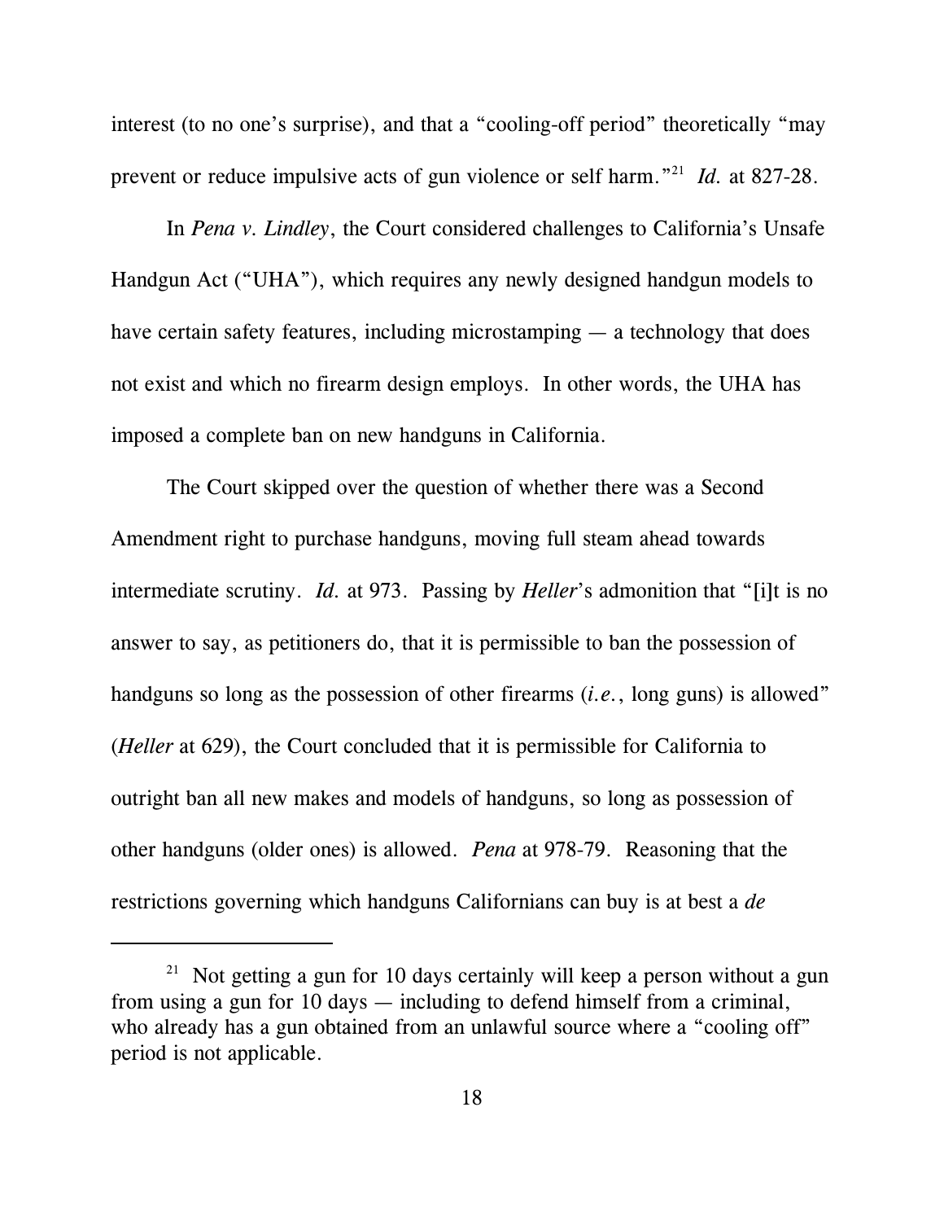interest (to no one's surprise), and that a "cooling-off period" theoretically "may prevent or reduce impulsive acts of gun violence or self harm."[21] *Id.* at 827-28.

In *Pena v. Lindley*, the Court considered challenges to California's Unsafe Handgun Act ("UHA"), which requires any newly designed handgun models to have certain safety features, including microstamping — a technology that does not exist and which no firearm design employs. In other words, the UHA has imposed a complete ban on new handguns in California.

The Court skipped over the question of whether there was a Second Amendment right to purchase handguns, moving full steam ahead towards intermediate scrutiny. *Id.* at 973. Passing by *Heller*'s admonition that "[i]t is no answer to say, as petitioners do, that it is permissible to ban the possession of handguns so long as the possession of other firearms (*i.e.*, long guns) is allowed" (*Heller* at 629), the Court concluded that it is permissible for California to outright ban all new makes and models of handguns, so long as possession of other handguns (older ones) is allowed. *Pena* at 978-79. Reasoning that the restrictions governing which handguns Californians can buy is at best a *de*

---

[21] Not getting a gun for 10 days certainly will keep a person without a gun from using a gun for 10 days — including to defend himself from a criminal, who already has a gun obtained from an unlawful source where a "cooling off" period is not applicable.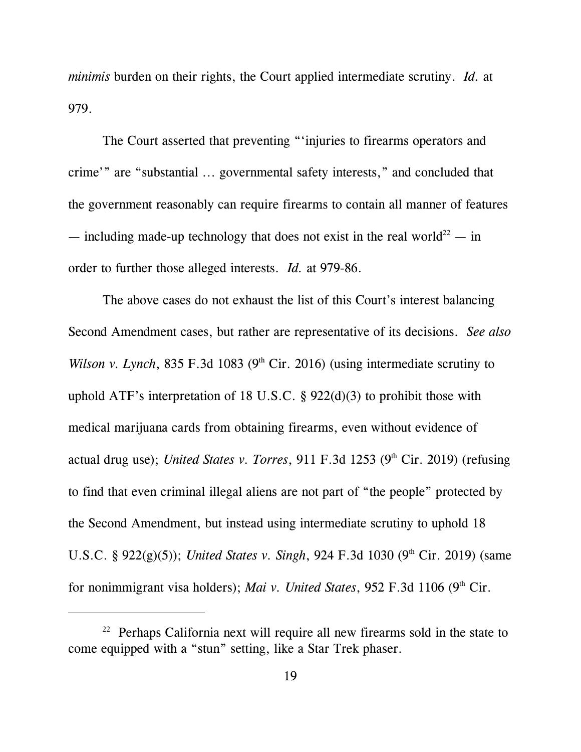*minimis* burden on their rights, the Court applied intermediate scrutiny. *Id.* at 979.

The Court asserted that preventing "'injuries to firearms operators and crime'" are "substantial … governmental safety interests," and concluded that the government reasonably can require firearms to contain all manner of features — including made-up technology that does not exist in the real world[22] — in order to further those alleged interests. *Id.* at 979-86.

The above cases do not exhaust the list of this Court's interest balancing Second Amendment cases, but rather are representative of its decisions. *See also Wilson v. Lynch*, 835 F.3d 1083 (9th Cir. 2016) (using intermediate scrutiny to uphold ATF's interpretation of 18 U.S.C. § 922(d)(3) to prohibit those with medical marijuana cards from obtaining firearms, even without evidence of actual drug use); *United States v. Torres*, 911 F.3d 1253 (9th Cir. 2019) (refusing to find that even criminal illegal aliens are not part of "the people" protected by the Second Amendment, but instead using intermediate scrutiny to uphold 18 U.S.C. § 922(g)(5)); *United States v. Singh*, 924 F.3d 1030 (9th Cir. 2019) (same for nonimmigrant visa holders); *Mai v. United States*, 952 F.3d 1106 (9th Cir.

---

[22] Perhaps California next will require all new firearms sold in the state to come equipped with a "stun" setting, like a Star Trek phaser.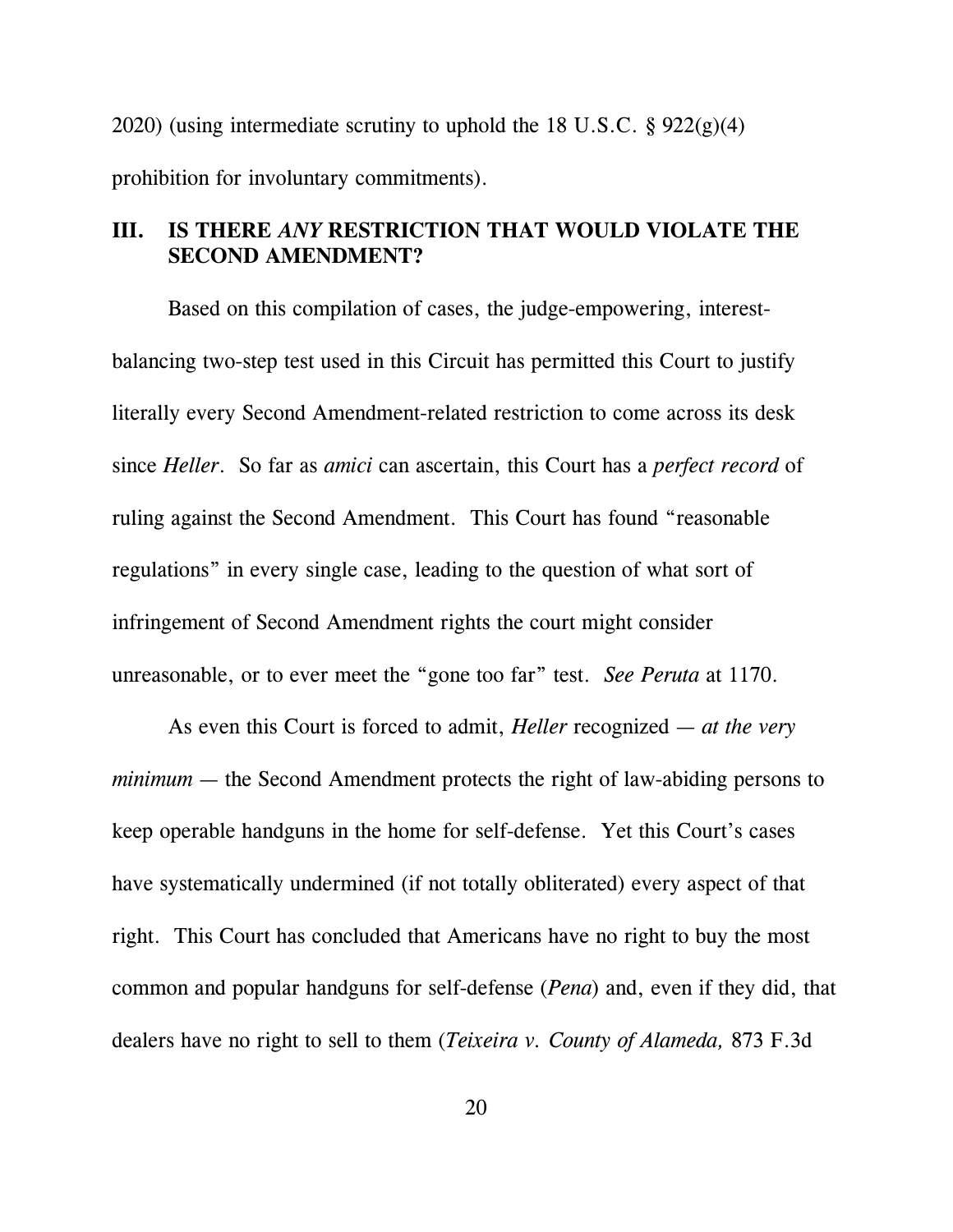2020) (using intermediate scrutiny to uphold the 18 U.S.C. § 922(g)(4) prohibition for involuntary commitments).

## III. IS THERE *ANY* RESTRICTION THAT WOULD VIOLATE THE SECOND AMENDMENT?

Based on this compilation of cases, the judge-empowering, interest-balancing two-step test used in this Circuit has permitted this Court to justify literally every Second Amendment-related restriction to come across its desk since *Heller*. So far as *amici* can ascertain, this Court has a *perfect record* of ruling against the Second Amendment. This Court has found "reasonable regulations" in every single case, leading to the question of what sort of infringement of Second Amendment rights the court might consider unreasonable, or to ever meet the "gone too far" test. *See Peruta* at 1170.

As even this Court is forced to admit, *Heller* recognized — *at the very minimum* — the Second Amendment protects the right of law-abiding persons to keep operable handguns in the home for self-defense. Yet this Court's cases have systematically undermined (if not totally obliterated) every aspect of that right. This Court has concluded that Americans have no right to buy the most common and popular handguns for self-defense (*Pena*) and, even if they did, that dealers have no right to sell to them (*Teixeira v. County of Alameda,* 873 F.3d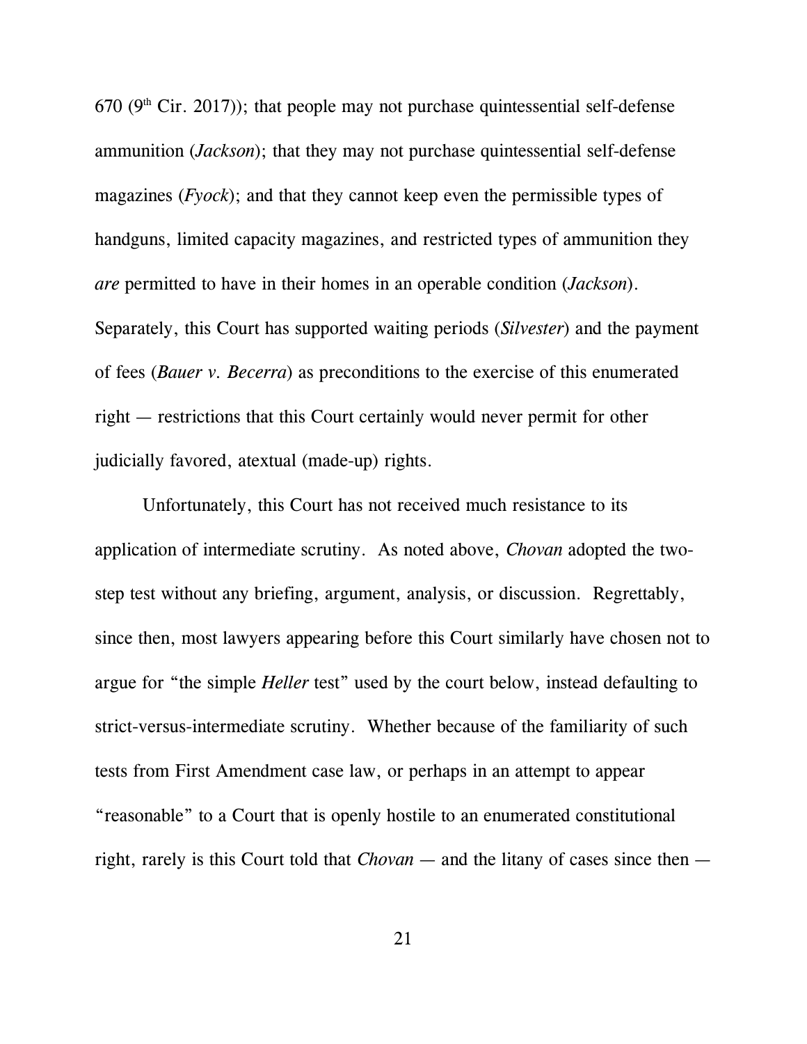670 (9th Cir. 2017)); that people may not purchase quintessential self-defense ammunition (*Jackson*); that they may not purchase quintessential self-defense magazines (*Fyock*); and that they cannot keep even the permissible types of handguns, limited capacity magazines, and restricted types of ammunition they *are* permitted to have in their homes in an operable condition (*Jackson*). Separately, this Court has supported waiting periods (*Silvester*) and the payment of fees (*Bauer v. Becerra*) as preconditions to the exercise of this enumerated right — restrictions that this Court certainly would never permit for other judicially favored, atextual (made-up) rights.

Unfortunately, this Court has not received much resistance to its application of intermediate scrutiny. As noted above, *Chovan* adopted the two-step test without any briefing, argument, analysis, or discussion. Regrettably, since then, most lawyers appearing before this Court similarly have chosen not to argue for "the simple *Heller* test" used by the court below, instead defaulting to strict-versus-intermediate scrutiny. Whether because of the familiarity of such tests from First Amendment case law, or perhaps in an attempt to appear "reasonable" to a Court that is openly hostile to an enumerated constitutional right, rarely is this Court told that *Chovan* — and the litany of cases since then —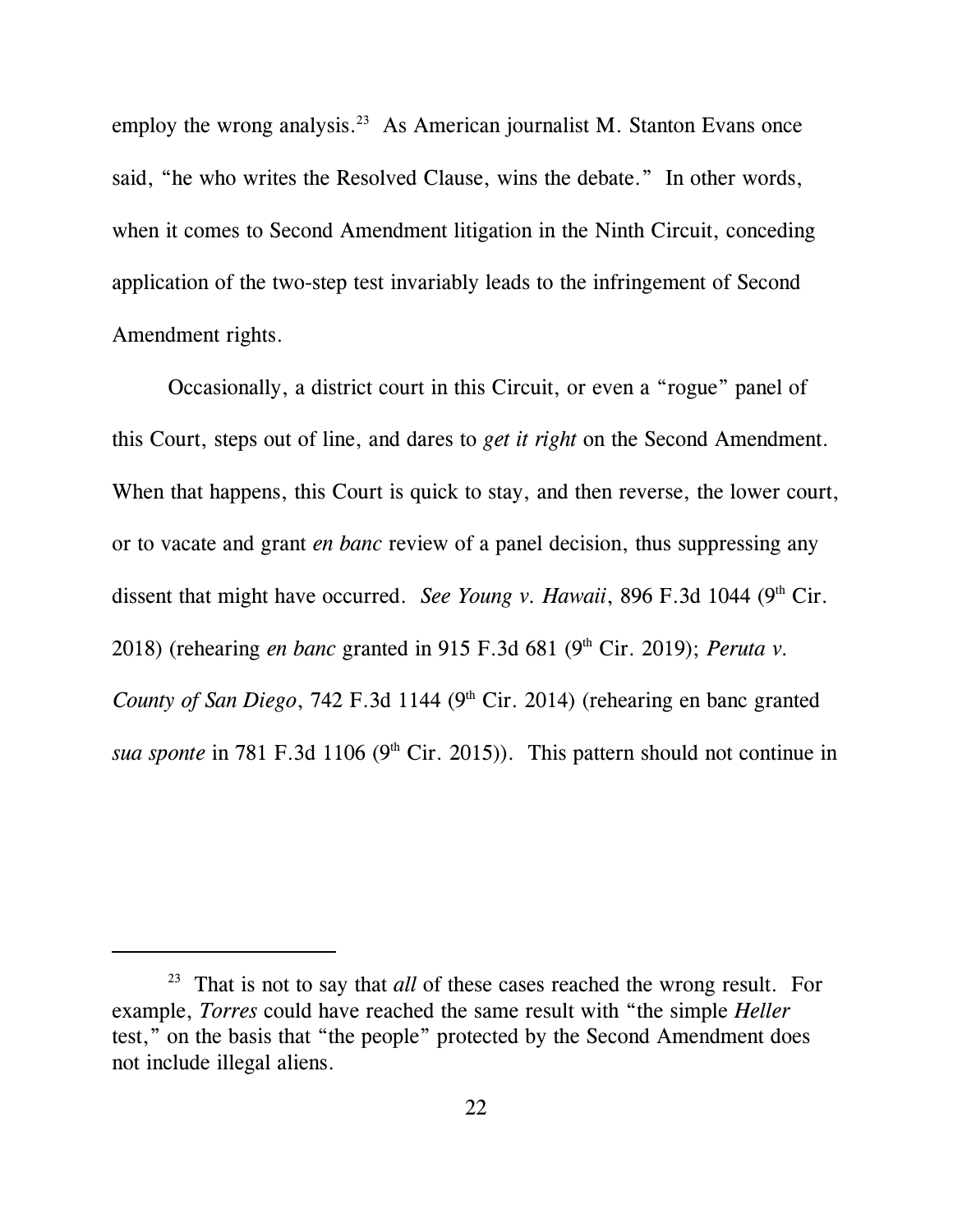employ the wrong analysis.[23] As American journalist M. Stanton Evans once said, "he who writes the Resolved Clause, wins the debate." In other words, when it comes to Second Amendment litigation in the Ninth Circuit, conceding application of the two-step test invariably leads to the infringement of Second Amendment rights.

Occasionally, a district court in this Circuit, or even a "rogue" panel of this Court, steps out of line, and dares to *get it right* on the Second Amendment. When that happens, this Court is quick to stay, and then reverse, the lower court, or to vacate and grant *en banc* review of a panel decision, thus suppressing any dissent that might have occurred. *See Young v. Hawaii*, 896 F.3d 1044 (9th Cir. 2018) (rehearing *en banc* granted in 915 F.3d 681 (9th Cir. 2019); *Peruta v. County of San Diego*, 742 F.3d 1144 (9th Cir. 2014) (rehearing en banc granted *sua sponte* in 781 F.3d 1106 (9th Cir. 2015)). This pattern should not continue in

---

[23] That is not to say that *all* of these cases reached the wrong result. For example, *Torres* could have reached the same result with "the simple *Heller* test," on the basis that "the people" protected by the Second Amendment does not include illegal aliens.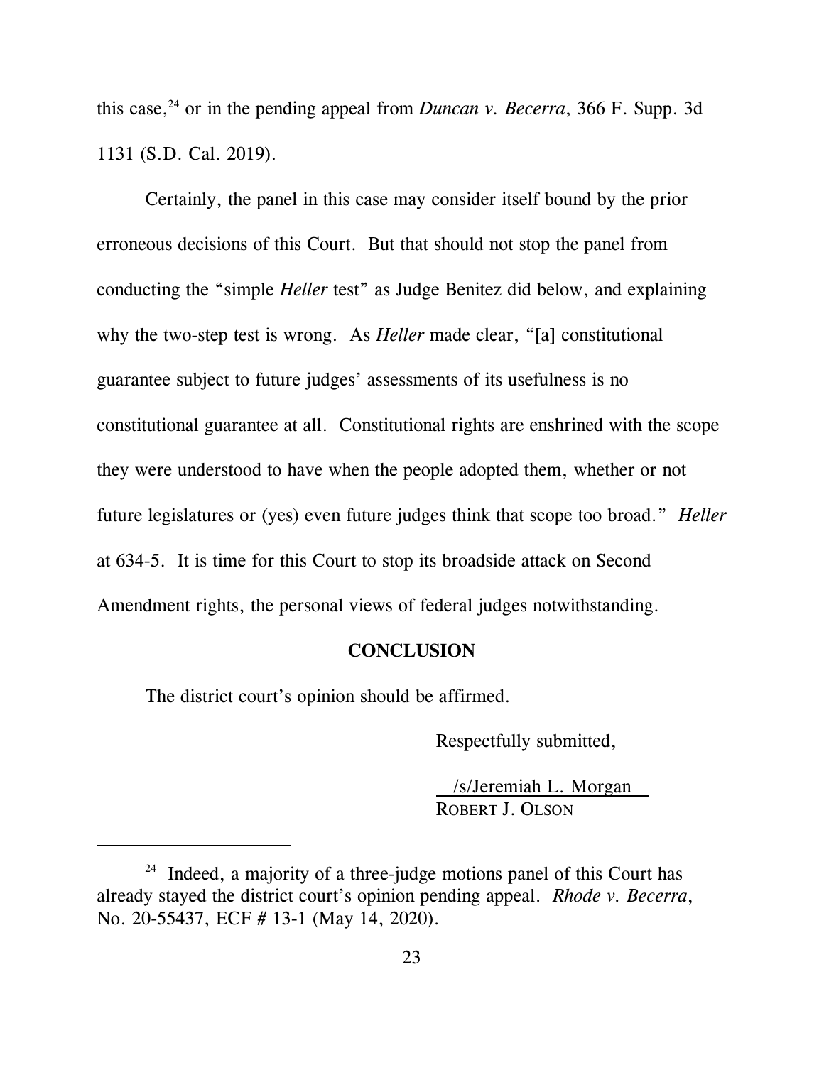this case,[24] or in the pending appeal from *Duncan v. Becerra*, 366 F. Supp. 3d 1131 (S.D. Cal. 2019).

Certainly, the panel in this case may consider itself bound by the prior erroneous decisions of this Court. But that should not stop the panel from conducting the "simple *Heller* test" as Judge Benitez did below, and explaining why the two-step test is wrong. As *Heller* made clear, "[a] constitutional guarantee subject to future judges' assessments of its usefulness is no constitutional guarantee at all. Constitutional rights are enshrined with the scope they were understood to have when the people adopted them, whether or not future legislatures or (yes) even future judges think that scope too broad." *Heller* at 634-5. It is time for this Court to stop its broadside attack on Second Amendment rights, the personal views of federal judges notwithstanding.

**CONCLUSION**

The district court's opinion should be affirmed.

Respectfully submitted,

/s/Jeremiah L. Morgan
ROBERT J. OLSON

[24] Indeed, a majority of a three-judge motions panel of this Court has already stayed the district court's opinion pending appeal. *Rhode v. Becerra*, No. 20-55437, ECF # 13-1 (May 14, 2020).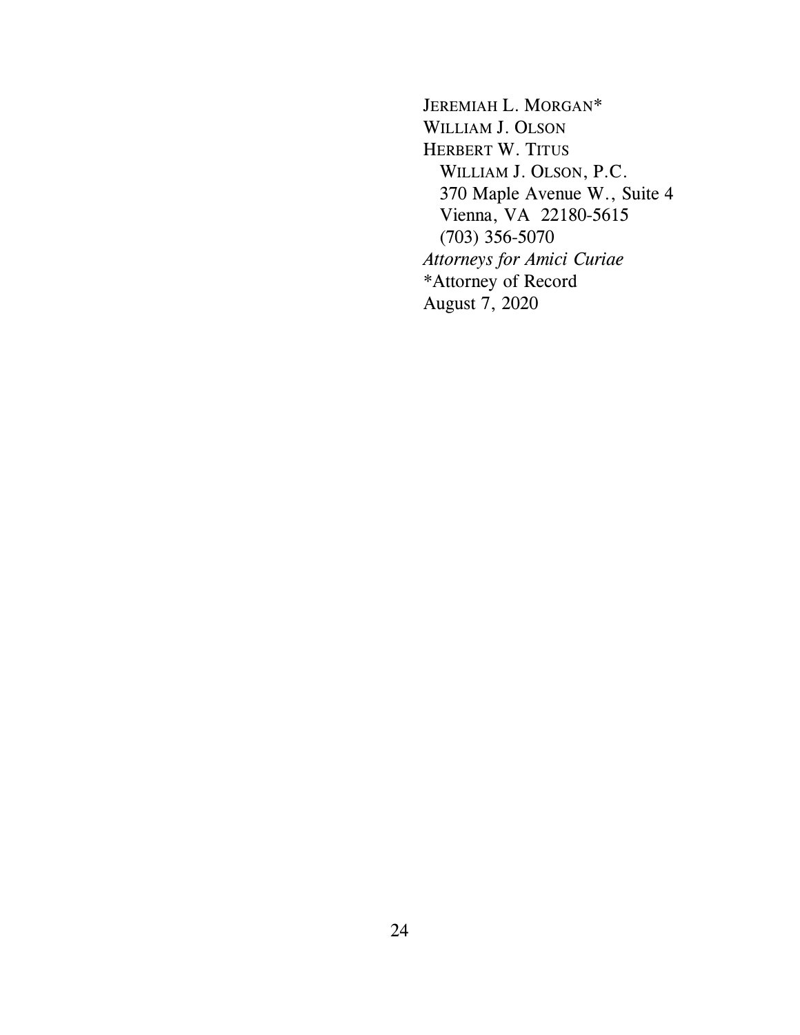JEREMIAH L. MORGAN*
WILLIAM J. OLSON
HERBERT W. TITUS
  WILLIAM J. OLSON, P.C.
  370 Maple Avenue W., Suite 4
  Vienna, VA 22180-5615
  (703) 356-5070
*Attorneys for Amici Curiae*
*Attorney of Record
August 7, 2020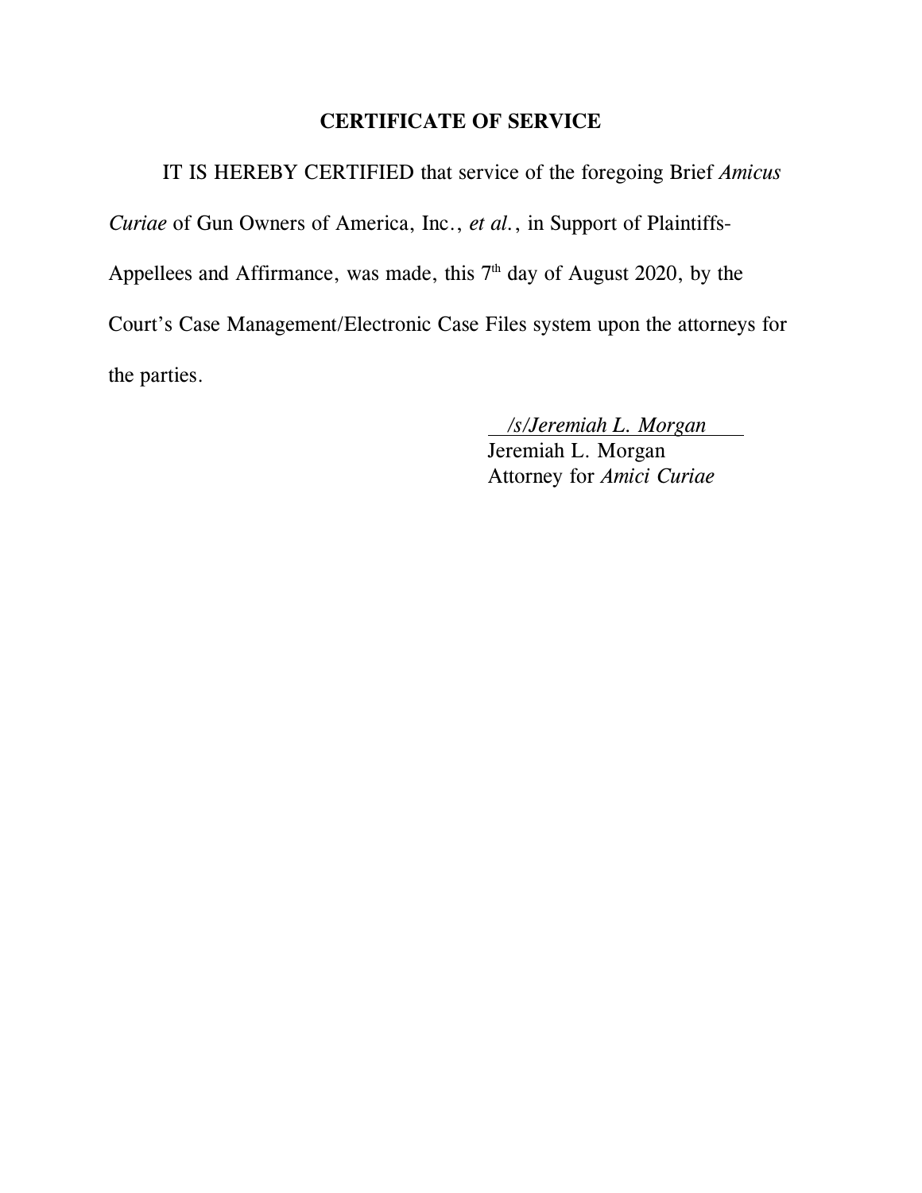## CERTIFICATE OF SERVICE

IT IS HEREBY CERTIFIED that service of the foregoing Brief *Amicus Curiae* of Gun Owners of America, Inc., *et al.*, in Support of Plaintiffs-Appellees and Affirmance, was made, this 7th day of August 2020, by the Court's Case Management/Electronic Case Files system upon the attorneys for the parties.

*/s/Jeremiah L. Morgan*
Jeremiah L. Morgan
Attorney for *Amici Curiae*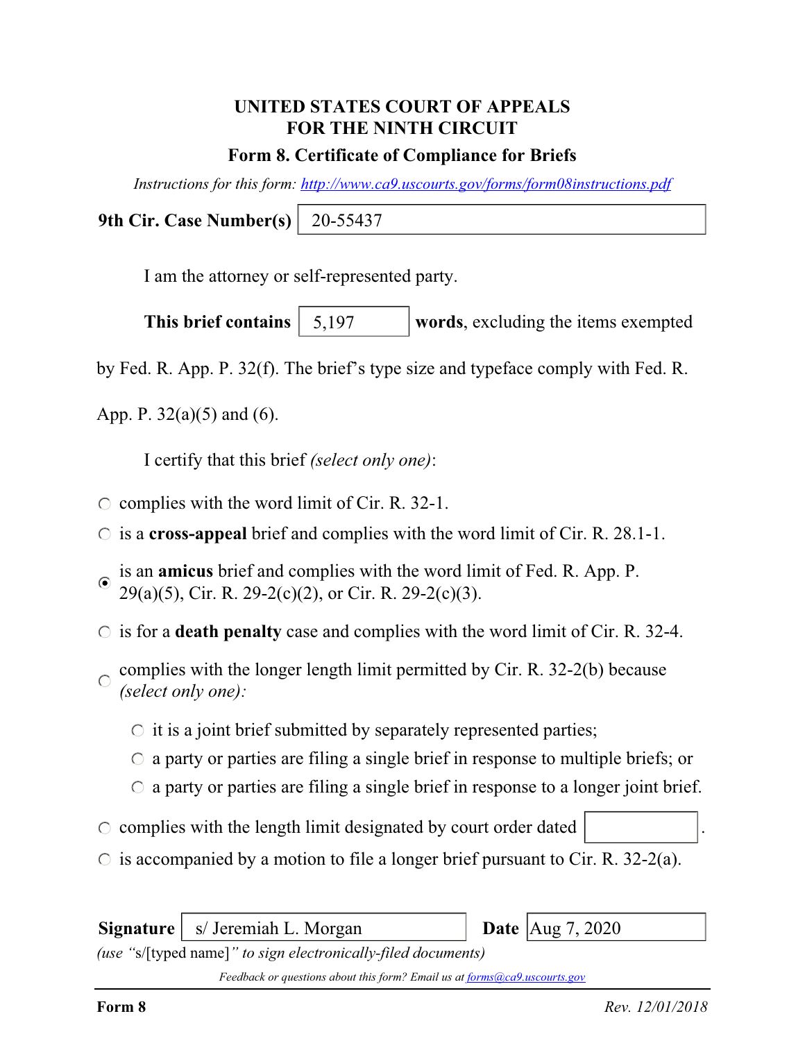# UNITED STATES COURT OF APPEALS FOR THE NINTH CIRCUIT

## Form 8. Certificate of Compliance for Briefs

*Instructions for this form: http://www.ca9.uscourts.gov/forms/form08instructions.pdf*

**9th Cir. Case Number(s)** 20-55437

I am the attorney or self-represented party.

**This brief contains** 5,197 **words**, excluding the items exempted by Fed. R. App. P. 32(f). The brief's type size and typeface comply with Fed. R. App. P. 32(a)(5) and (6).

I certify that this brief *(select only one)*:

- ○ complies with the word limit of Cir. R. 32-1.
- ○ is a **cross-appeal** brief and complies with the word limit of Cir. R. 28.1-1.
- ◉ is an **amicus** brief and complies with the word limit of Fed. R. App. P. 29(a)(5), Cir. R. 29-2(c)(2), or Cir. R. 29-2(c)(3).
- ○ is for a **death penalty** case and complies with the word limit of Cir. R. 32-4.
- ○ complies with the longer length limit permitted by Cir. R. 32-2(b) because *(select only one)*:
  - ○ it is a joint brief submitted by separately represented parties;
  - ○ a party or parties are filing a single brief in response to multiple briefs; or
  - ○ a party or parties are filing a single brief in response to a longer joint brief.
- ○ complies with the length limit designated by court order dated ______.
- ○ is accompanied by a motion to file a longer brief pursuant to Cir. R. 32-2(a).

**Signature** s/ Jeremiah L. Morgan **Date** Aug 7, 2020

*(use "*s/[typed name]*" to sign electronically-filed documents)*

*Feedback or questions about this form? Email us at forms@ca9.uscourts.gov*

**Form 8** *Rev. 12/01/2018*